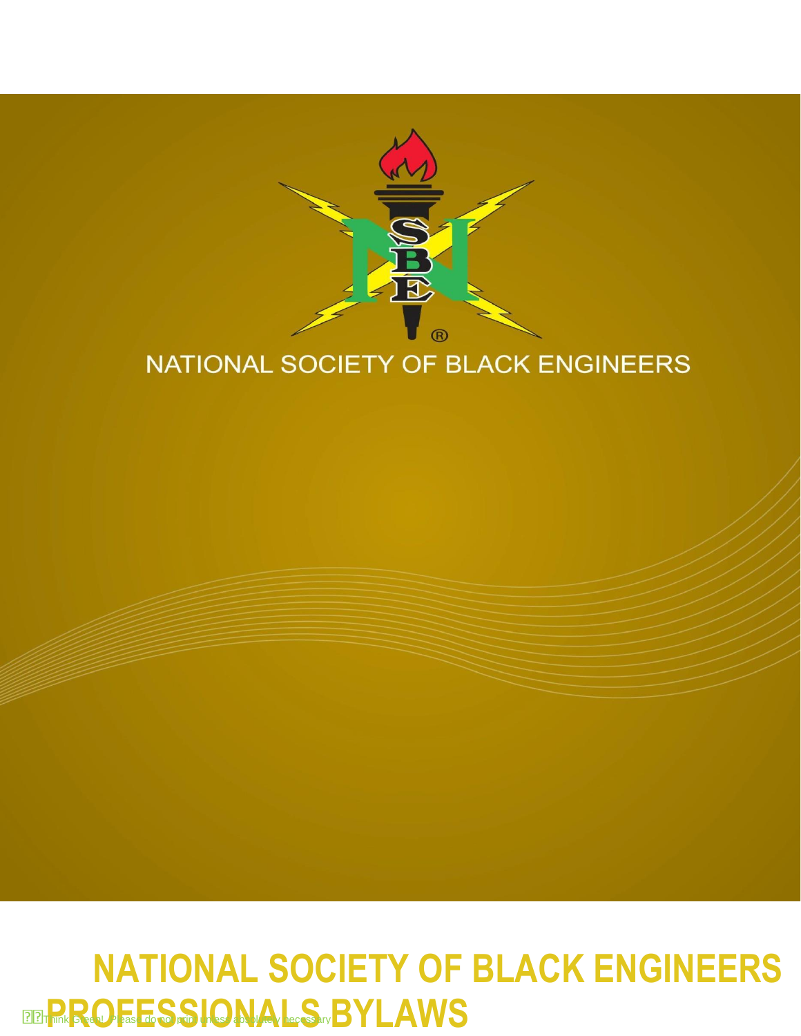NATIONAL SOCIETY OF BLACK ENGINEERS

# NATIONAL SOCIETY OF BLACK ENGINEERS PROFESSIONALS BYLAWS

Think Green! Please do not print unless absolutely necessary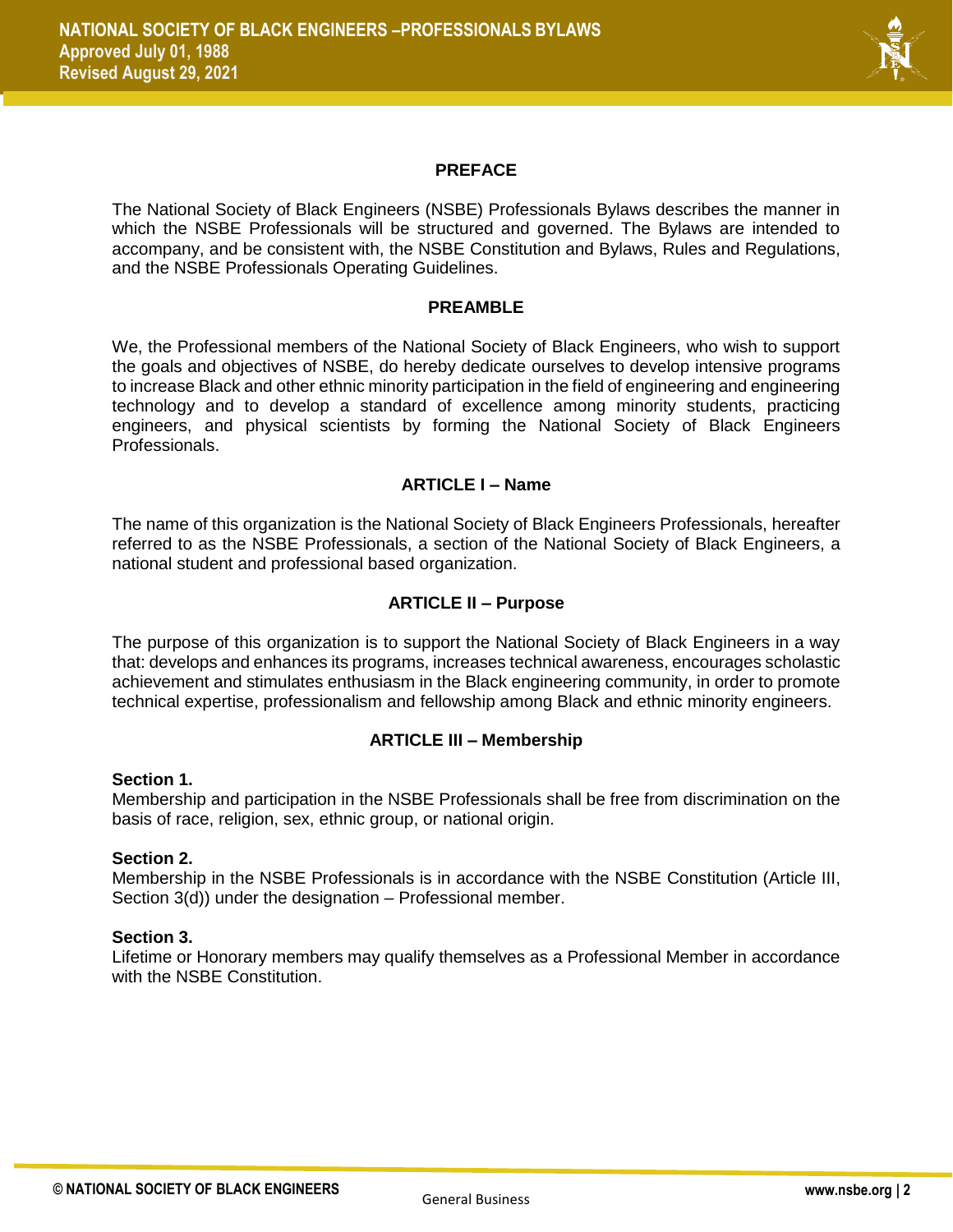## PREFACE

The National Society of Black Engineers (NSBE) Professionals Bylaws describes the manner in which the NSBE Professionals will be structured and governed. The Bylaws are intended to accompany, and be consistent with, the NSBE Constitution and Bylaws, Rules and Regulations, and the NSBE Professionals Operating Guidelines.

## PREAMBLE

We, the Professional members of the National Society of Black Engineers, who wish to support the goals and objectives of NSBE, do hereby dedicate ourselves to develop intensive programs to increase Black and other ethnic minority participation in the field of engineering and engineering technology and to develop a standard of excellence among minority students, practicing engineers, and physical scientists by forming the National Society of Black Engineers Professionals.

## ARTICLE I – Name

The name of this organization is the National Society of Black Engineers Professionals, hereafter referred to as the NSBE Professionals, a section of the National Society of Black Engineers, a national student and professional based organization.

## ARTICLE II – Purpose

The purpose of this organization is to support the National Society of Black Engineers in a way that: develops and enhances its programs, increases technical awareness, encourages scholastic achievement and stimulates enthusiasm in the Black engineering community, in order to promote technical expertise, professionalism and fellowship among Black and ethnic minority engineers.

## ARTICLE III – Membership

**Section 1.**
Membership and participation in the NSBE Professionals shall be free from discrimination on the basis of race, religion, sex, ethnic group, or national origin.

**Section 2.**
Membership in the NSBE Professionals is in accordance with the NSBE Constitution (Article III, Section 3(d)) under the designation – Professional member.

**Section 3.**
Lifetime or Honorary members may qualify themselves as a Professional Member in accordance with the NSBE Constitution.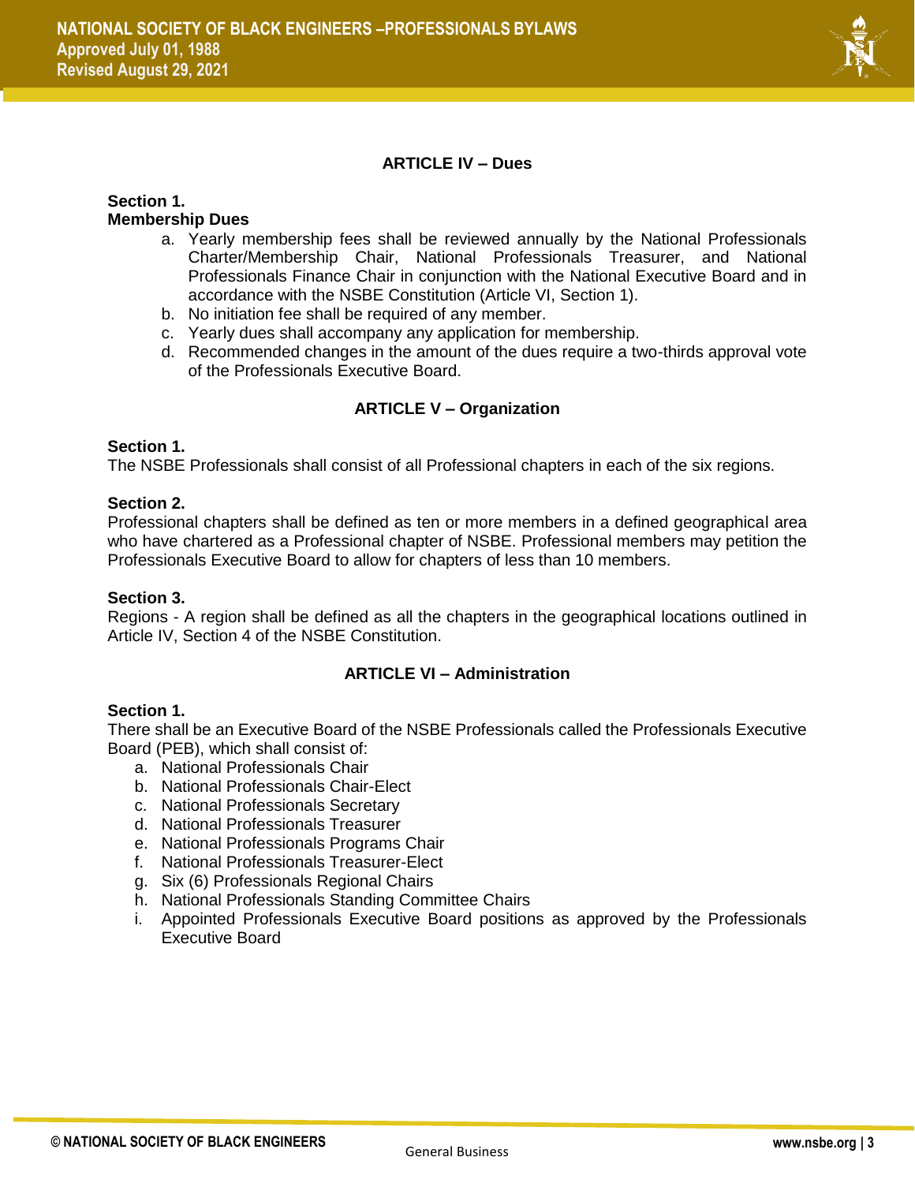## ARTICLE IV – Dues

**Section 1.**
**Membership Dues**

a. Yearly membership fees shall be reviewed annually by the National Professionals Charter/Membership Chair, National Professionals Treasurer, and National Professionals Finance Chair in conjunction with the National Executive Board and in accordance with the NSBE Constitution (Article VI, Section 1).
b. No initiation fee shall be required of any member.
c. Yearly dues shall accompany any application for membership.
d. Recommended changes in the amount of the dues require a two-thirds approval vote of the Professionals Executive Board.

## ARTICLE V – Organization

**Section 1.**
The NSBE Professionals shall consist of all Professional chapters in each of the six regions.

**Section 2.**
Professional chapters shall be defined as ten or more members in a defined geographical area who have chartered as a Professional chapter of NSBE. Professional members may petition the Professionals Executive Board to allow for chapters of less than 10 members.

**Section 3.**
Regions - A region shall be defined as all the chapters in the geographical locations outlined in Article IV, Section 4 of the NSBE Constitution.

## ARTICLE VI – Administration

**Section 1.**
There shall be an Executive Board of the NSBE Professionals called the Professionals Executive Board (PEB), which shall consist of:

a. National Professionals Chair
b. National Professionals Chair-Elect
c. National Professionals Secretary
d. National Professionals Treasurer
e. National Professionals Programs Chair
f. National Professionals Treasurer-Elect
g. Six (6) Professionals Regional Chairs
h. National Professionals Standing Committee Chairs
i. Appointed Professionals Executive Board positions as approved by the Professionals Executive Board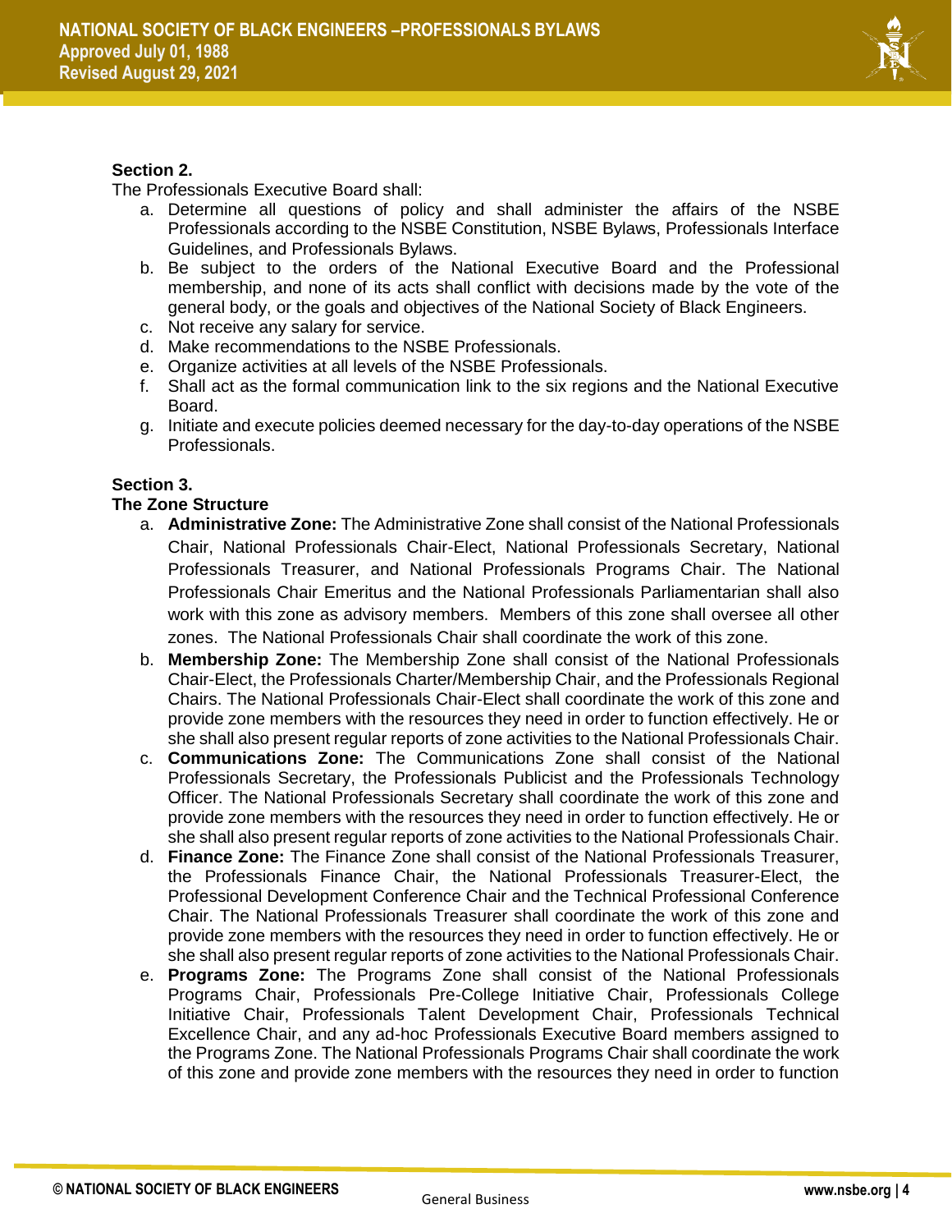**Section 2.**

The Professionals Executive Board shall:

a. Determine all questions of policy and shall administer the affairs of the NSBE Professionals according to the NSBE Constitution, NSBE Bylaws, Professionals Interface Guidelines, and Professionals Bylaws.
b. Be subject to the orders of the National Executive Board and the Professional membership, and none of its acts shall conflict with decisions made by the vote of the general body, or the goals and objectives of the National Society of Black Engineers.
c. Not receive any salary for service.
d. Make recommendations to the NSBE Professionals.
e. Organize activities at all levels of the NSBE Professionals.
f. Shall act as the formal communication link to the six regions and the National Executive Board.
g. Initiate and execute policies deemed necessary for the day-to-day operations of the NSBE Professionals.

**Section 3.**

**The Zone Structure**

a. **Administrative Zone:** The Administrative Zone shall consist of the National Professionals Chair, National Professionals Chair-Elect, National Professionals Secretary, National Professionals Treasurer, and National Professionals Programs Chair. The National Professionals Chair Emeritus and the National Professionals Parliamentarian shall also work with this zone as advisory members. Members of this zone shall oversee all other zones. The National Professionals Chair shall coordinate the work of this zone.
b. **Membership Zone:** The Membership Zone shall consist of the National Professionals Chair-Elect, the Professionals Charter/Membership Chair, and the Professionals Regional Chairs. The National Professionals Chair-Elect shall coordinate the work of this zone and provide zone members with the resources they need in order to function effectively. He or she shall also present regular reports of zone activities to the National Professionals Chair.
c. **Communications Zone:** The Communications Zone shall consist of the National Professionals Secretary, the Professionals Publicist and the Professionals Technology Officer. The National Professionals Secretary shall coordinate the work of this zone and provide zone members with the resources they need in order to function effectively. He or she shall also present regular reports of zone activities to the National Professionals Chair.
d. **Finance Zone:** The Finance Zone shall consist of the National Professionals Treasurer, the Professionals Finance Chair, the National Professionals Treasurer-Elect, the Professional Development Conference Chair and the Technical Professional Conference Chair. The National Professionals Treasurer shall coordinate the work of this zone and provide zone members with the resources they need in order to function effectively. He or she shall also present regular reports of zone activities to the National Professionals Chair.
e. **Programs Zone:** The Programs Zone shall consist of the National Professionals Programs Chair, Professionals Pre-College Initiative Chair, Professionals College Initiative Chair, Professionals Talent Development Chair, Professionals Technical Excellence Chair, and any ad-hoc Professionals Executive Board members assigned to the Programs Zone. The National Professionals Programs Chair shall coordinate the work of this zone and provide zone members with the resources they need in order to function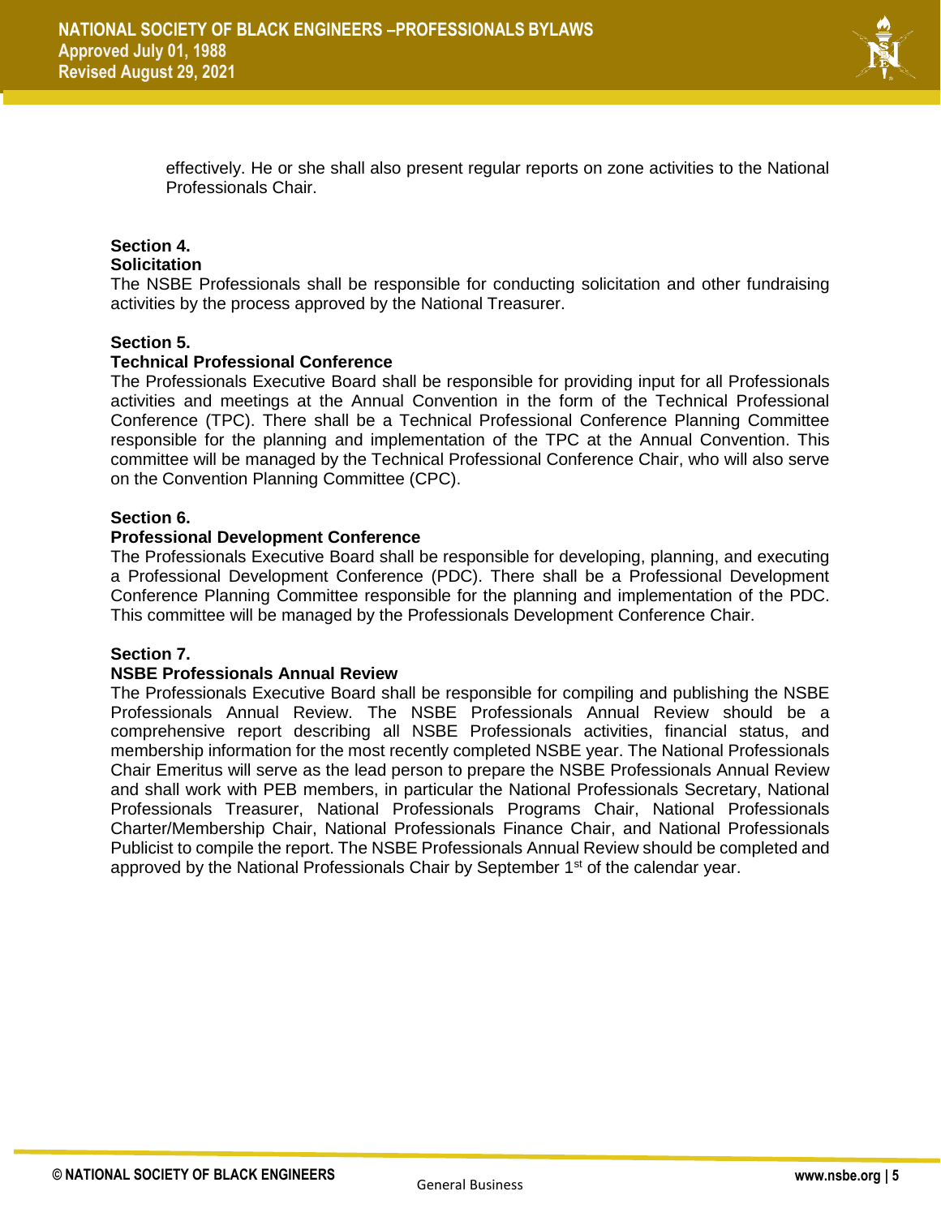effectively. He or she shall also present regular reports on zone activities to the National Professionals Chair.

**Section 4.**
**Solicitation**

The NSBE Professionals shall be responsible for conducting solicitation and other fundraising activities by the process approved by the National Treasurer.

**Section 5.**
**Technical Professional Conference**

The Professionals Executive Board shall be responsible for providing input for all Professionals activities and meetings at the Annual Convention in the form of the Technical Professional Conference (TPC). There shall be a Technical Professional Conference Planning Committee responsible for the planning and implementation of the TPC at the Annual Convention. This committee will be managed by the Technical Professional Conference Chair, who will also serve on the Convention Planning Committee (CPC).

**Section 6.**
**Professional Development Conference**

The Professionals Executive Board shall be responsible for developing, planning, and executing a Professional Development Conference (PDC). There shall be a Professional Development Conference Planning Committee responsible for the planning and implementation of the PDC. This committee will be managed by the Professionals Development Conference Chair.

**Section 7.**
**NSBE Professionals Annual Review**

The Professionals Executive Board shall be responsible for compiling and publishing the NSBE Professionals Annual Review. The NSBE Professionals Annual Review should be a comprehensive report describing all NSBE Professionals activities, financial status, and membership information for the most recently completed NSBE year. The National Professionals Chair Emeritus will serve as the lead person to prepare the NSBE Professionals Annual Review and shall work with PEB members, in particular the National Professionals Secretary, National Professionals Treasurer, National Professionals Programs Chair, National Professionals Charter/Membership Chair, National Professionals Finance Chair, and National Professionals Publicist to compile the report. The NSBE Professionals Annual Review should be completed and approved by the National Professionals Chair by September 1st of the calendar year.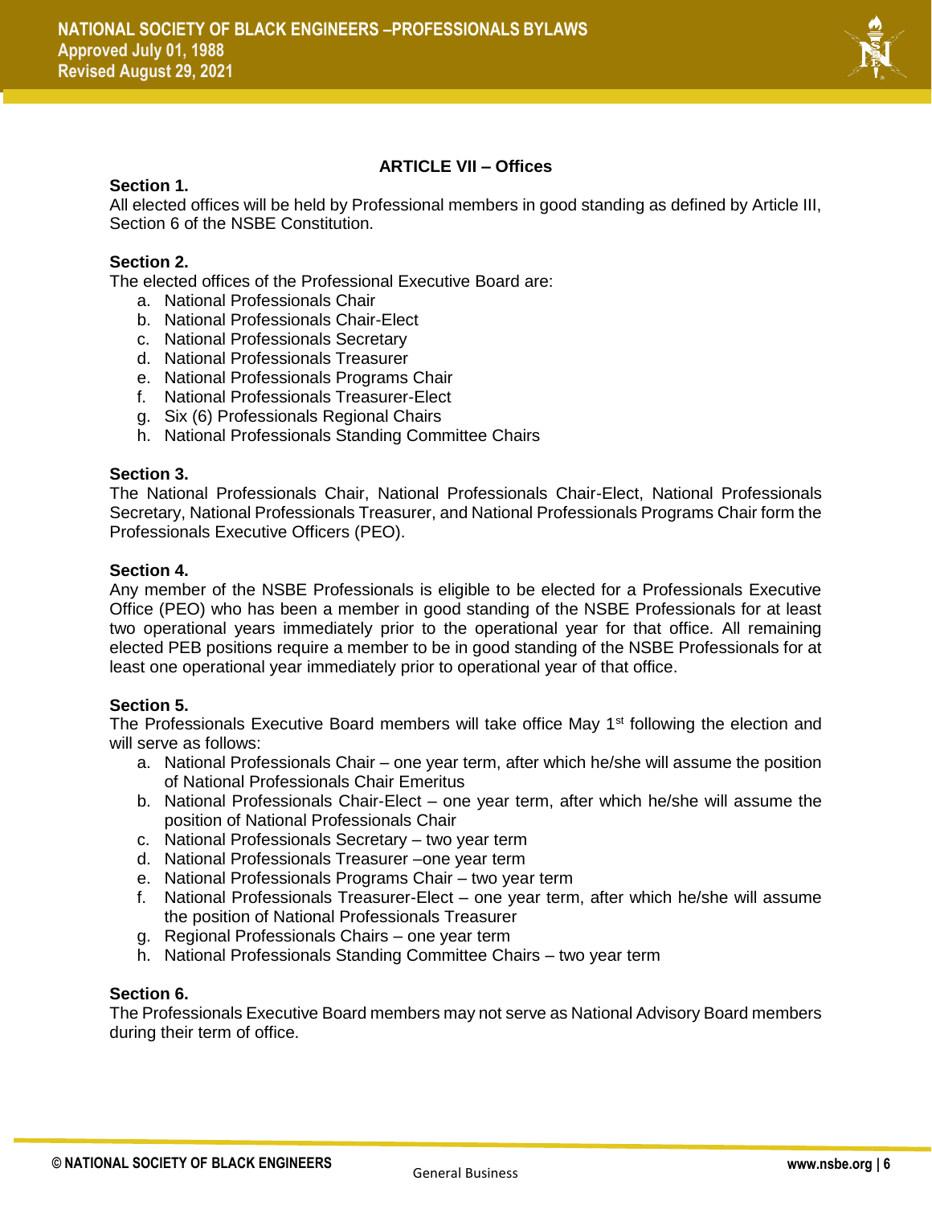## ARTICLE VII – Offices

**Section 1.**
All elected offices will be held by Professional members in good standing as defined by Article III, Section 6 of the NSBE Constitution.

**Section 2.**
The elected offices of the Professional Executive Board are:

a. National Professionals Chair
b. National Professionals Chair-Elect
c. National Professionals Secretary
d. National Professionals Treasurer
e. National Professionals Programs Chair
f. National Professionals Treasurer-Elect
g. Six (6) Professionals Regional Chairs
h. National Professionals Standing Committee Chairs

**Section 3.**
The National Professionals Chair, National Professionals Chair-Elect, National Professionals Secretary, National Professionals Treasurer, and National Professionals Programs Chair form the Professionals Executive Officers (PEO).

**Section 4.**
Any member of the NSBE Professionals is eligible to be elected for a Professionals Executive Office (PEO) who has been a member in good standing of the NSBE Professionals for at least two operational years immediately prior to the operational year for that office. All remaining elected PEB positions require a member to be in good standing of the NSBE Professionals for at least one operational year immediately prior to operational year of that office.

**Section 5.**
The Professionals Executive Board members will take office May 1st following the election and will serve as follows:

a. National Professionals Chair – one year term, after which he/she will assume the position of National Professionals Chair Emeritus
b. National Professionals Chair-Elect – one year term, after which he/she will assume the position of National Professionals Chair
c. National Professionals Secretary – two year term
d. National Professionals Treasurer –one year term
e. National Professionals Programs Chair – two year term
f. National Professionals Treasurer-Elect – one year term, after which he/she will assume the position of National Professionals Treasurer
g. Regional Professionals Chairs – one year term
h. National Professionals Standing Committee Chairs – two year term

**Section 6.**
The Professionals Executive Board members may not serve as National Advisory Board members during their term of office.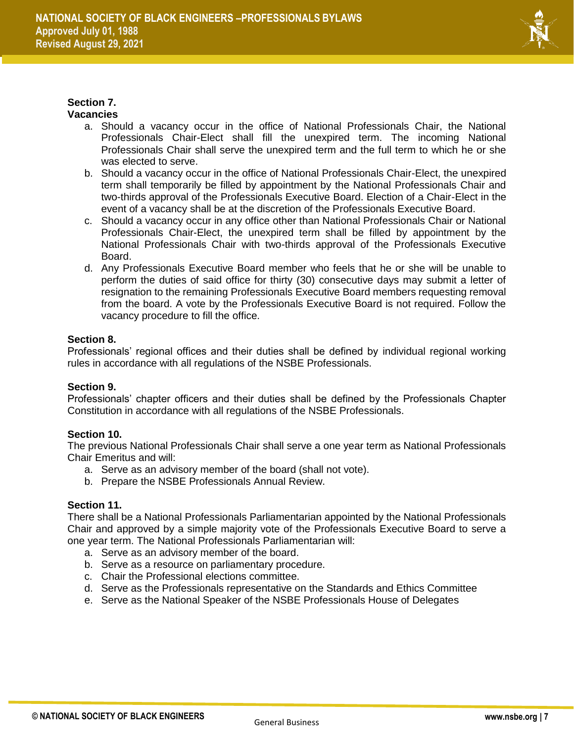**Section 7.**
**Vacancies**

a. Should a vacancy occur in the office of National Professionals Chair, the National Professionals Chair-Elect shall fill the unexpired term. The incoming National Professionals Chair shall serve the unexpired term and the full term to which he or she was elected to serve.
b. Should a vacancy occur in the office of National Professionals Chair-Elect, the unexpired term shall temporarily be filled by appointment by the National Professionals Chair and two-thirds approval of the Professionals Executive Board. Election of a Chair-Elect in the event of a vacancy shall be at the discretion of the Professionals Executive Board.
c. Should a vacancy occur in any office other than National Professionals Chair or National Professionals Chair-Elect, the unexpired term shall be filled by appointment by the National Professionals Chair with two-thirds approval of the Professionals Executive Board.
d. Any Professionals Executive Board member who feels that he or she will be unable to perform the duties of said office for thirty (30) consecutive days may submit a letter of resignation to the remaining Professionals Executive Board members requesting removal from the board. A vote by the Professionals Executive Board is not required. Follow the vacancy procedure to fill the office.

**Section 8.**
Professionals' regional offices and their duties shall be defined by individual regional working rules in accordance with all regulations of the NSBE Professionals.

**Section 9.**
Professionals' chapter officers and their duties shall be defined by the Professionals Chapter Constitution in accordance with all regulations of the NSBE Professionals.

**Section 10.**
The previous National Professionals Chair shall serve a one year term as National Professionals Chair Emeritus and will:

a. Serve as an advisory member of the board (shall not vote).
b. Prepare the NSBE Professionals Annual Review.

**Section 11.**
There shall be a National Professionals Parliamentarian appointed by the National Professionals Chair and approved by a simple majority vote of the Professionals Executive Board to serve a one year term. The National Professionals Parliamentarian will:

a. Serve as an advisory member of the board.
b. Serve as a resource on parliamentary procedure.
c. Chair the Professional elections committee.
d. Serve as the Professionals representative on the Standards and Ethics Committee
e. Serve as the National Speaker of the NSBE Professionals House of Delegates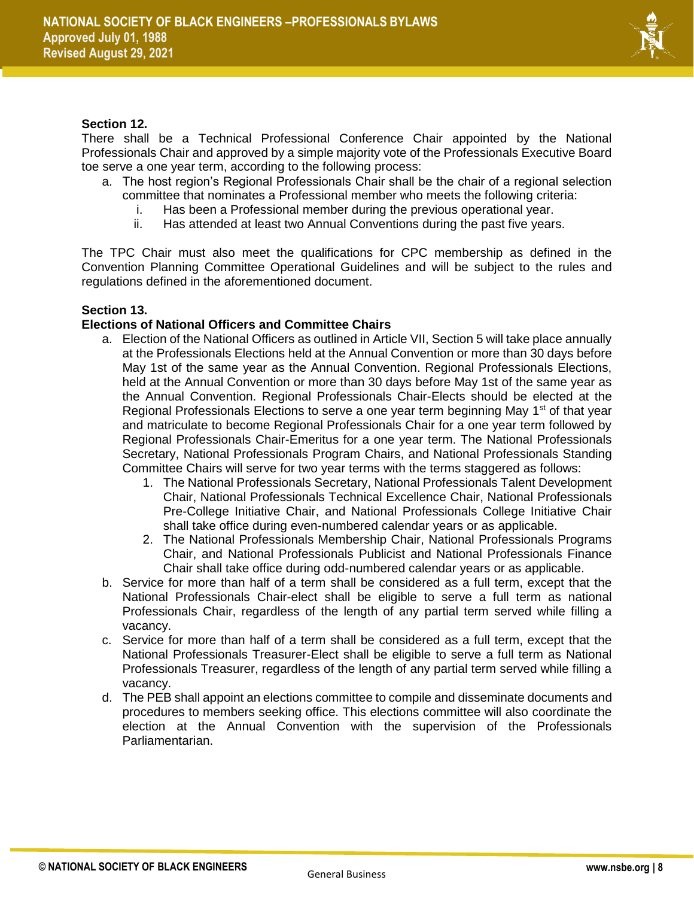**Section 12.**

There shall be a Technical Professional Conference Chair appointed by the National Professionals Chair and approved by a simple majority vote of the Professionals Executive Board toe serve a one year term, according to the following process:

a. The host region's Regional Professionals Chair shall be the chair of a regional selection committee that nominates a Professional member who meets the following criteria:
   i. Has been a Professional member during the previous operational year.
   ii. Has attended at least two Annual Conventions during the past five years.

The TPC Chair must also meet the qualifications for CPC membership as defined in the Convention Planning Committee Operational Guidelines and will be subject to the rules and regulations defined in the aforementioned document.

**Section 13.**

**Elections of National Officers and Committee Chairs**

a. Election of the National Officers as outlined in Article VII, Section 5 will take place annually at the Professionals Elections held at the Annual Convention or more than 30 days before May 1st of the same year as the Annual Convention. Regional Professionals Elections, held at the Annual Convention or more than 30 days before May 1st of the same year as the Annual Convention. Regional Professionals Chair-Elects should be elected at the Regional Professionals Elections to serve a one year term beginning May 1st of that year and matriculate to become Regional Professionals Chair for a one year term followed by Regional Professionals Chair-Emeritus for a one year term. The National Professionals Secretary, National Professionals Program Chairs, and National Professionals Standing Committee Chairs will serve for two year terms with the terms staggered as follows:
   1. The National Professionals Secretary, National Professionals Talent Development Chair, National Professionals Technical Excellence Chair, National Professionals Pre-College Initiative Chair, and National Professionals College Initiative Chair shall take office during even-numbered calendar years or as applicable.
   2. The National Professionals Membership Chair, National Professionals Programs Chair, and National Professionals Publicist and National Professionals Finance Chair shall take office during odd-numbered calendar years or as applicable.

b. Service for more than half of a term shall be considered as a full term, except that the National Professionals Chair-elect shall be eligible to serve a full term as national Professionals Chair, regardless of the length of any partial term served while filling a vacancy.

c. Service for more than half of a term shall be considered as a full term, except that the National Professionals Treasurer-Elect shall be eligible to serve a full term as National Professionals Treasurer, regardless of the length of any partial term served while filling a vacancy.

d. The PEB shall appoint an elections committee to compile and disseminate documents and procedures to members seeking office. This elections committee will also coordinate the election at the Annual Convention with the supervision of the Professionals Parliamentarian.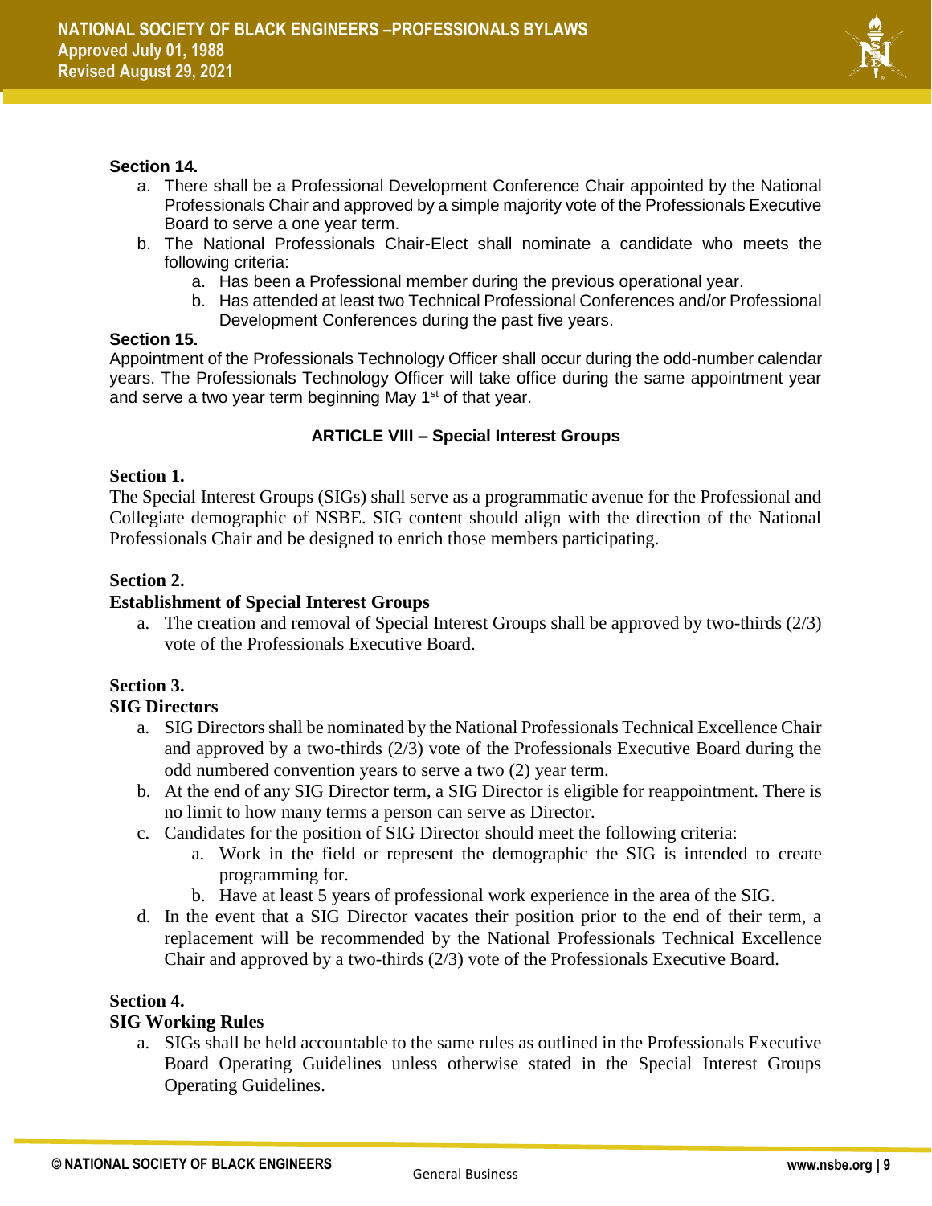**Section 14.**

a. There shall be a Professional Development Conference Chair appointed by the National Professionals Chair and approved by a simple majority vote of the Professionals Executive Board to serve a one year term.

b. The National Professionals Chair-Elect shall nominate a candidate who meets the following criteria:

   a. Has been a Professional member during the previous operational year.

   b. Has attended at least two Technical Professional Conferences and/or Professional Development Conferences during the past five years.

**Section 15.**

Appointment of the Professionals Technology Officer shall occur during the odd-number calendar years. The Professionals Technology Officer will take office during the same appointment year and serve a two year term beginning May 1st of that year.

### ARTICLE VIII – Special Interest Groups

**Section 1.**

The Special Interest Groups (SIGs) shall serve as a programmatic avenue for the Professional and Collegiate demographic of NSBE. SIG content should align with the direction of the National Professionals Chair and be designed to enrich those members participating.

**Section 2.**

**Establishment of Special Interest Groups**

a. The creation and removal of Special Interest Groups shall be approved by two-thirds (2/3) vote of the Professionals Executive Board.

**Section 3.**

**SIG Directors**

a. SIG Directors shall be nominated by the National Professionals Technical Excellence Chair and approved by a two-thirds (2/3) vote of the Professionals Executive Board during the odd numbered convention years to serve a two (2) year term.

b. At the end of any SIG Director term, a SIG Director is eligible for reappointment. There is no limit to how many terms a person can serve as Director.

c. Candidates for the position of SIG Director should meet the following criteria:

   a. Work in the field or represent the demographic the SIG is intended to create programming for.

   b. Have at least 5 years of professional work experience in the area of the SIG.

d. In the event that a SIG Director vacates their position prior to the end of their term, a replacement will be recommended by the National Professionals Technical Excellence Chair and approved by a two-thirds (2/3) vote of the Professionals Executive Board.

**Section 4.**

**SIG Working Rules**

a. SIGs shall be held accountable to the same rules as outlined in the Professionals Executive Board Operating Guidelines unless otherwise stated in the Special Interest Groups Operating Guidelines.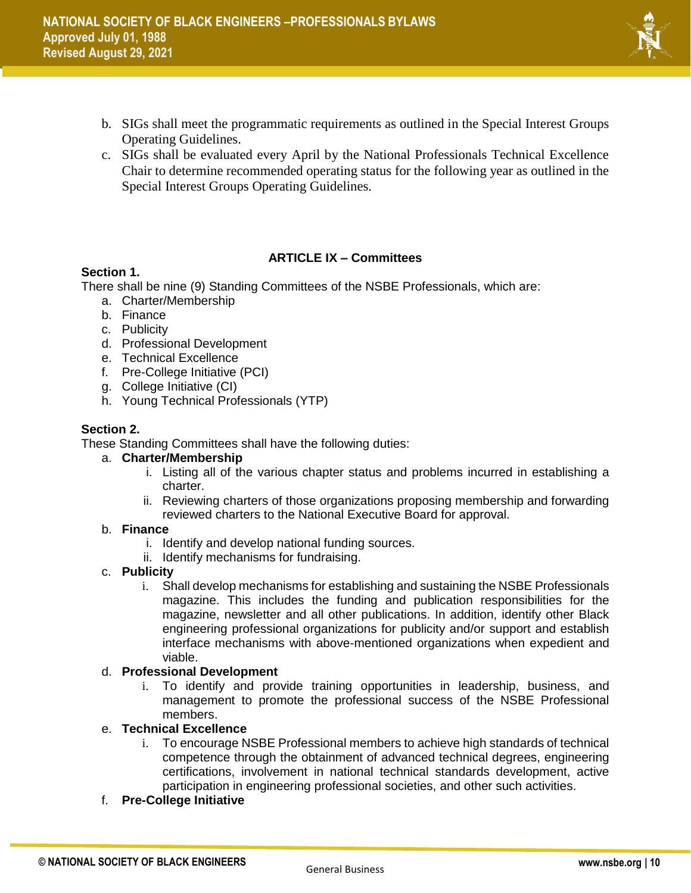b. SIGs shall meet the programmatic requirements as outlined in the Special Interest Groups Operating Guidelines.
c. SIGs shall be evaluated every April by the National Professionals Technical Excellence Chair to determine recommended operating status for the following year as outlined in the Special Interest Groups Operating Guidelines.

## ARTICLE IX – Committees

**Section 1.**
There shall be nine (9) Standing Committees of the NSBE Professionals, which are:

a. Charter/Membership
b. Finance
c. Publicity
d. Professional Development
e. Technical Excellence
f. Pre-College Initiative (PCI)
g. College Initiative (CI)
h. Young Technical Professionals (YTP)

**Section 2.**
These Standing Committees shall have the following duties:

a. **Charter/Membership**
   i. Listing all of the various chapter status and problems incurred in establishing a charter.
   ii. Reviewing charters of those organizations proposing membership and forwarding reviewed charters to the National Executive Board for approval.

b. **Finance**
   i. Identify and develop national funding sources.
   ii. Identify mechanisms for fundraising.

c. **Publicity**
   i. Shall develop mechanisms for establishing and sustaining the NSBE Professionals magazine. This includes the funding and publication responsibilities for the magazine, newsletter and all other publications. In addition, identify other Black engineering professional organizations for publicity and/or support and establish interface mechanisms with above-mentioned organizations when expedient and viable.

d. **Professional Development**
   i. To identify and provide training opportunities in leadership, business, and management to promote the professional success of the NSBE Professional members.

e. **Technical Excellence**
   i. To encourage NSBE Professional members to achieve high standards of technical competence through the obtainment of advanced technical degrees, engineering certifications, involvement in national technical standards development, active participation in engineering professional societies, and other such activities.

f. **Pre-College Initiative**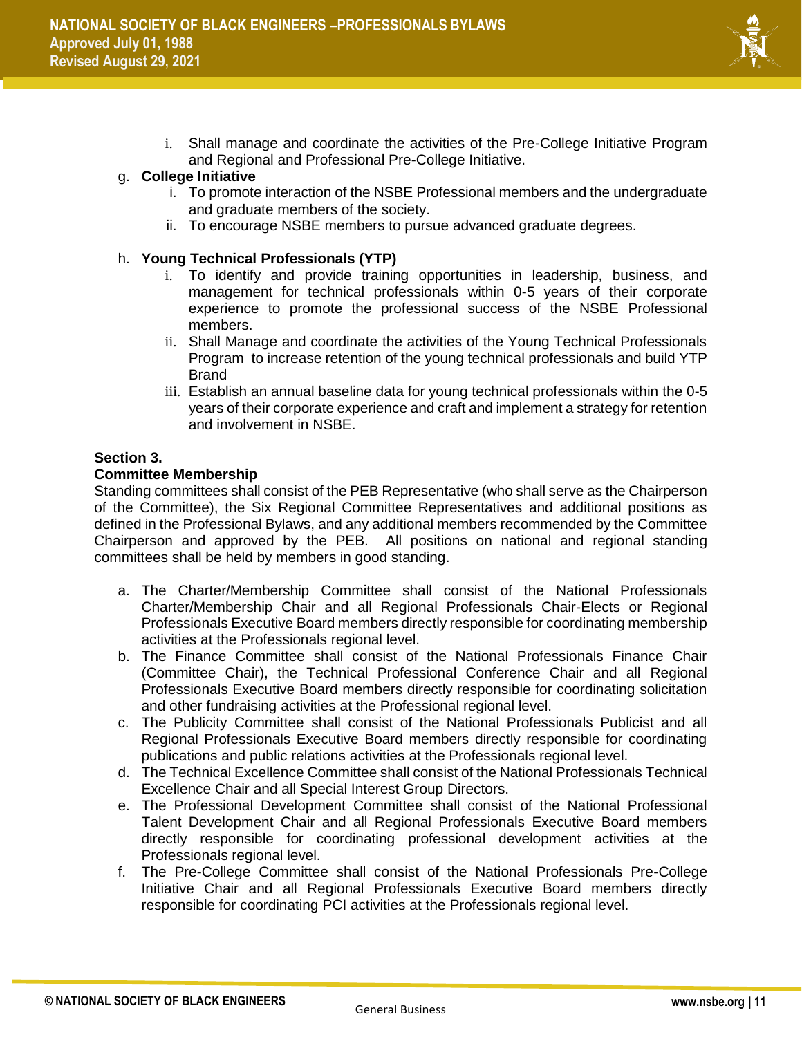i. Shall manage and coordinate the activities of the Pre-College Initiative Program and Regional and Professional Pre-College Initiative.

g. **College Initiative**
   i. To promote interaction of the NSBE Professional members and the undergraduate and graduate members of the society.
   ii. To encourage NSBE members to pursue advanced graduate degrees.

h. **Young Technical Professionals (YTP)**
   i. To identify and provide training opportunities in leadership, business, and management for technical professionals within 0-5 years of their corporate experience to promote the professional success of the NSBE Professional members.
   ii. Shall Manage and coordinate the activities of the Young Technical Professionals Program to increase retention of the young technical professionals and build YTP Brand
   iii. Establish an annual baseline data for young technical professionals within the 0-5 years of their corporate experience and craft and implement a strategy for retention and involvement in NSBE.

**Section 3.**
**Committee Membership**

Standing committees shall consist of the PEB Representative (who shall serve as the Chairperson of the Committee), the Six Regional Committee Representatives and additional positions as defined in the Professional Bylaws, and any additional members recommended by the Committee Chairperson and approved by the PEB. All positions on national and regional standing committees shall be held by members in good standing.

a. The Charter/Membership Committee shall consist of the National Professionals Charter/Membership Chair and all Regional Professionals Chair-Elects or Regional Professionals Executive Board members directly responsible for coordinating membership activities at the Professionals regional level.
b. The Finance Committee shall consist of the National Professionals Finance Chair (Committee Chair), the Technical Professional Conference Chair and all Regional Professionals Executive Board members directly responsible for coordinating solicitation and other fundraising activities at the Professional regional level.
c. The Publicity Committee shall consist of the National Professionals Publicist and all Regional Professionals Executive Board members directly responsible for coordinating publications and public relations activities at the Professionals regional level.
d. The Technical Excellence Committee shall consist of the National Professionals Technical Excellence Chair and all Special Interest Group Directors.
e. The Professional Development Committee shall consist of the National Professional Talent Development Chair and all Regional Professionals Executive Board members directly responsible for coordinating professional development activities at the Professionals regional level.
f. The Pre-College Committee shall consist of the National Professionals Pre-College Initiative Chair and all Regional Professionals Executive Board members directly responsible for coordinating PCI activities at the Professionals regional level.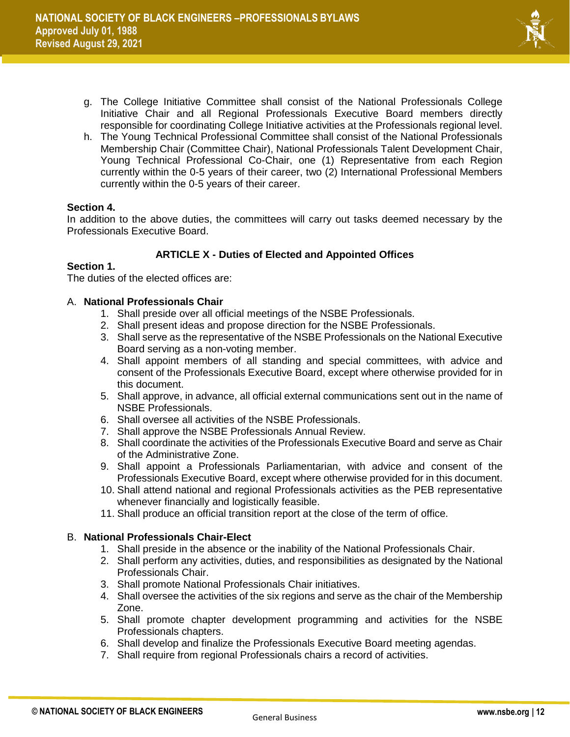g. The College Initiative Committee shall consist of the National Professionals College Initiative Chair and all Regional Professionals Executive Board members directly responsible for coordinating College Initiative activities at the Professionals regional level.

h. The Young Technical Professional Committee shall consist of the National Professionals Membership Chair (Committee Chair), National Professionals Talent Development Chair, Young Technical Professional Co-Chair, one (1) Representative from each Region currently within the 0-5 years of their career, two (2) International Professional Members currently within the 0-5 years of their career.

**Section 4.**
In addition to the above duties, the committees will carry out tasks deemed necessary by the Professionals Executive Board.

## ARTICLE X - Duties of Elected and Appointed Offices

**Section 1.**
The duties of the elected offices are:

A. **National Professionals Chair**

1. Shall preside over all official meetings of the NSBE Professionals.
2. Shall present ideas and propose direction for the NSBE Professionals.
3. Shall serve as the representative of the NSBE Professionals on the National Executive Board serving as a non-voting member.
4. Shall appoint members of all standing and special committees, with advice and consent of the Professionals Executive Board, except where otherwise provided for in this document.
5. Shall approve, in advance, all official external communications sent out in the name of NSBE Professionals.
6. Shall oversee all activities of the NSBE Professionals.
7. Shall approve the NSBE Professionals Annual Review.
8. Shall coordinate the activities of the Professionals Executive Board and serve as Chair of the Administrative Zone.
9. Shall appoint a Professionals Parliamentarian, with advice and consent of the Professionals Executive Board, except where otherwise provided for in this document.
10. Shall attend national and regional Professionals activities as the PEB representative whenever financially and logistically feasible.
11. Shall produce an official transition report at the close of the term of office.

B. **National Professionals Chair-Elect**

1. Shall preside in the absence or the inability of the National Professionals Chair.
2. Shall perform any activities, duties, and responsibilities as designated by the National Professionals Chair.
3. Shall promote National Professionals Chair initiatives.
4. Shall oversee the activities of the six regions and serve as the chair of the Membership Zone.
5. Shall promote chapter development programming and activities for the NSBE Professionals chapters.
6. Shall develop and finalize the Professionals Executive Board meeting agendas.
7. Shall require from regional Professionals chairs a record of activities.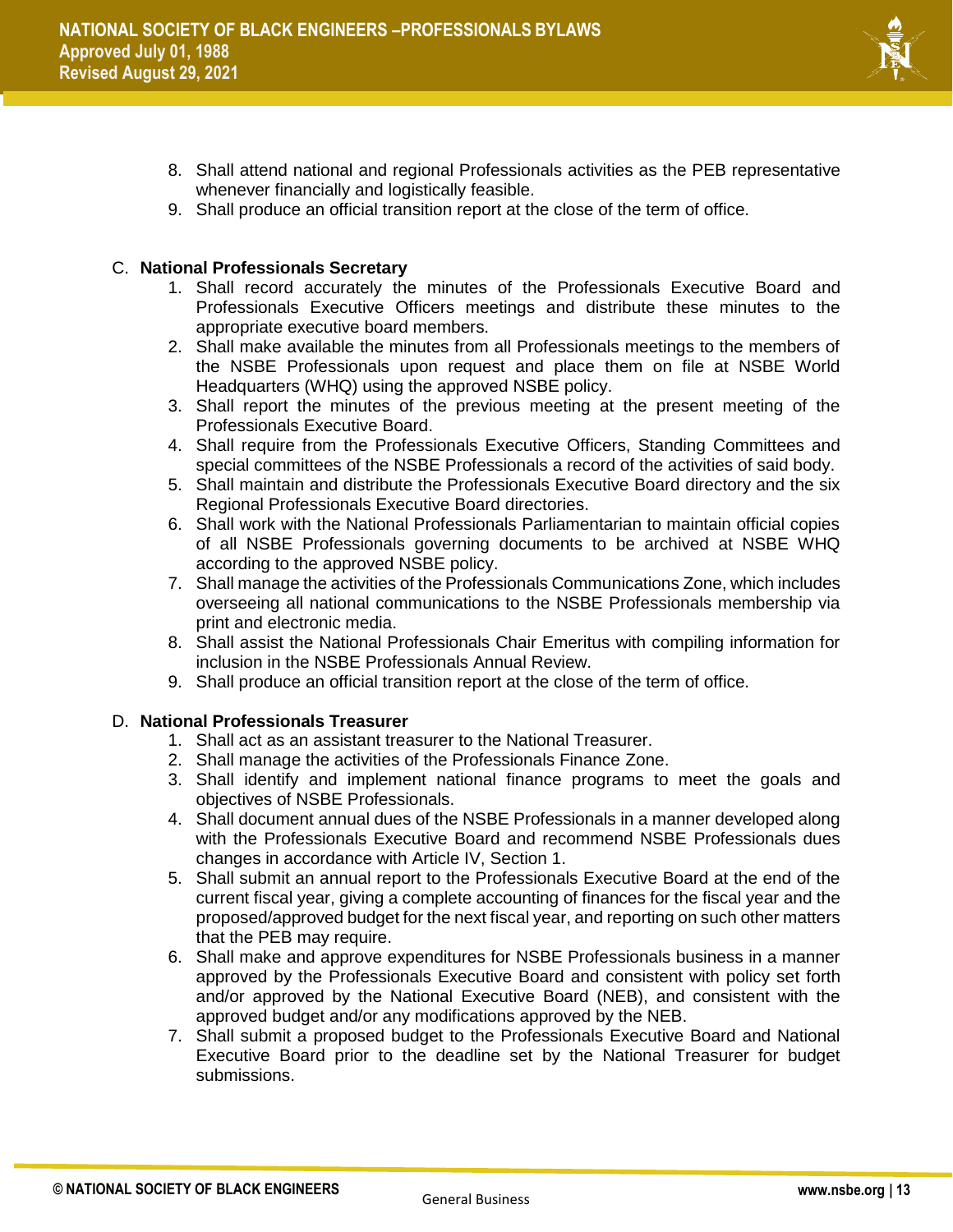8. Shall attend national and regional Professionals activities as the PEB representative whenever financially and logistically feasible.
9. Shall produce an official transition report at the close of the term of office.

C. **National Professionals Secretary**

1. Shall record accurately the minutes of the Professionals Executive Board and Professionals Executive Officers meetings and distribute these minutes to the appropriate executive board members.
2. Shall make available the minutes from all Professionals meetings to the members of the NSBE Professionals upon request and place them on file at NSBE World Headquarters (WHQ) using the approved NSBE policy.
3. Shall report the minutes of the previous meeting at the present meeting of the Professionals Executive Board.
4. Shall require from the Professionals Executive Officers, Standing Committees and special committees of the NSBE Professionals a record of the activities of said body.
5. Shall maintain and distribute the Professionals Executive Board directory and the six Regional Professionals Executive Board directories.
6. Shall work with the National Professionals Parliamentarian to maintain official copies of all NSBE Professionals governing documents to be archived at NSBE WHQ according to the approved NSBE policy.
7. Shall manage the activities of the Professionals Communications Zone, which includes overseeing all national communications to the NSBE Professionals membership via print and electronic media.
8. Shall assist the National Professionals Chair Emeritus with compiling information for inclusion in the NSBE Professionals Annual Review.
9. Shall produce an official transition report at the close of the term of office.

D. **National Professionals Treasurer**

1. Shall act as an assistant treasurer to the National Treasurer.
2. Shall manage the activities of the Professionals Finance Zone.
3. Shall identify and implement national finance programs to meet the goals and objectives of NSBE Professionals.
4. Shall document annual dues of the NSBE Professionals in a manner developed along with the Professionals Executive Board and recommend NSBE Professionals dues changes in accordance with Article IV, Section 1.
5. Shall submit an annual report to the Professionals Executive Board at the end of the current fiscal year, giving a complete accounting of finances for the fiscal year and the proposed/approved budget for the next fiscal year, and reporting on such other matters that the PEB may require.
6. Shall make and approve expenditures for NSBE Professionals business in a manner approved by the Professionals Executive Board and consistent with policy set forth and/or approved by the National Executive Board (NEB), and consistent with the approved budget and/or any modifications approved by the NEB.
7. Shall submit a proposed budget to the Professionals Executive Board and National Executive Board prior to the deadline set by the National Treasurer for budget submissions.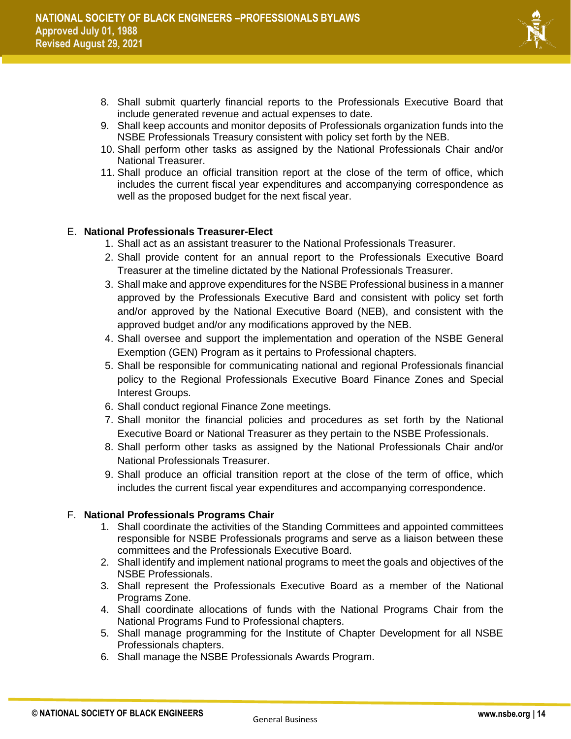8. Shall submit quarterly financial reports to the Professionals Executive Board that include generated revenue and actual expenses to date.
9. Shall keep accounts and monitor deposits of Professionals organization funds into the NSBE Professionals Treasury consistent with policy set forth by the NEB.
10. Shall perform other tasks as assigned by the National Professionals Chair and/or National Treasurer.
11. Shall produce an official transition report at the close of the term of office, which includes the current fiscal year expenditures and accompanying correspondence as well as the proposed budget for the next fiscal year.

E. **National Professionals Treasurer-Elect**

1. Shall act as an assistant treasurer to the National Professionals Treasurer.
2. Shall provide content for an annual report to the Professionals Executive Board Treasurer at the timeline dictated by the National Professionals Treasurer.
3. Shall make and approve expenditures for the NSBE Professional business in a manner approved by the Professionals Executive Bard and consistent with policy set forth and/or approved by the National Executive Board (NEB), and consistent with the approved budget and/or any modifications approved by the NEB.
4. Shall oversee and support the implementation and operation of the NSBE General Exemption (GEN) Program as it pertains to Professional chapters.
5. Shall be responsible for communicating national and regional Professionals financial policy to the Regional Professionals Executive Board Finance Zones and Special Interest Groups.
6. Shall conduct regional Finance Zone meetings.
7. Shall monitor the financial policies and procedures as set forth by the National Executive Board or National Treasurer as they pertain to the NSBE Professionals.
8. Shall perform other tasks as assigned by the National Professionals Chair and/or National Professionals Treasurer.
9. Shall produce an official transition report at the close of the term of office, which includes the current fiscal year expenditures and accompanying correspondence.

F. **National Professionals Programs Chair**

1. Shall coordinate the activities of the Standing Committees and appointed committees responsible for NSBE Professionals programs and serve as a liaison between these committees and the Professionals Executive Board.
2. Shall identify and implement national programs to meet the goals and objectives of the NSBE Professionals.
3. Shall represent the Professionals Executive Board as a member of the National Programs Zone.
4. Shall coordinate allocations of funds with the National Programs Chair from the National Programs Fund to Professional chapters.
5. Shall manage programming for the Institute of Chapter Development for all NSBE Professionals chapters.
6. Shall manage the NSBE Professionals Awards Program.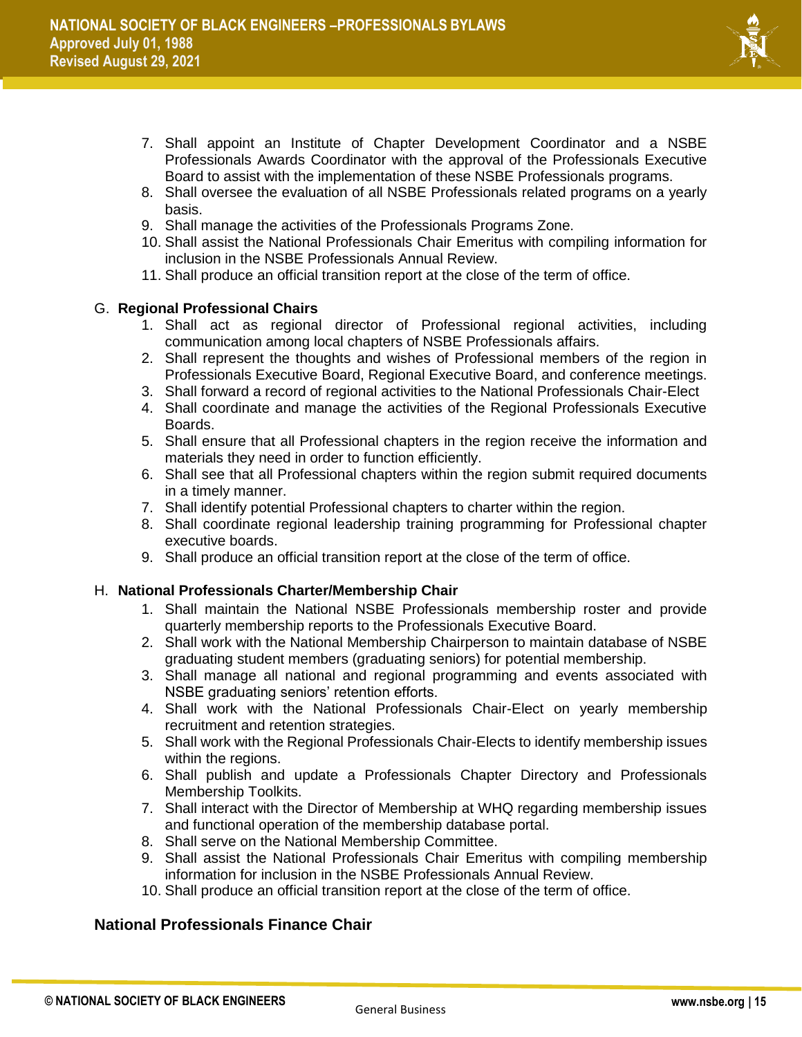7. Shall appoint an Institute of Chapter Development Coordinator and a NSBE Professionals Awards Coordinator with the approval of the Professionals Executive Board to assist with the implementation of these NSBE Professionals programs.
8. Shall oversee the evaluation of all NSBE Professionals related programs on a yearly basis.
9. Shall manage the activities of the Professionals Programs Zone.
10. Shall assist the National Professionals Chair Emeritus with compiling information for inclusion in the NSBE Professionals Annual Review.
11. Shall produce an official transition report at the close of the term of office.

G. **Regional Professional Chairs**

1. Shall act as regional director of Professional regional activities, including communication among local chapters of NSBE Professionals affairs.
2. Shall represent the thoughts and wishes of Professional members of the region in Professionals Executive Board, Regional Executive Board, and conference meetings.
3. Shall forward a record of regional activities to the National Professionals Chair-Elect
4. Shall coordinate and manage the activities of the Regional Professionals Executive Boards.
5. Shall ensure that all Professional chapters in the region receive the information and materials they need in order to function efficiently.
6. Shall see that all Professional chapters within the region submit required documents in a timely manner.
7. Shall identify potential Professional chapters to charter within the region.
8. Shall coordinate regional leadership training programming for Professional chapter executive boards.
9. Shall produce an official transition report at the close of the term of office.

H. **National Professionals Charter/Membership Chair**

1. Shall maintain the National NSBE Professionals membership roster and provide quarterly membership reports to the Professionals Executive Board.
2. Shall work with the National Membership Chairperson to maintain database of NSBE graduating student members (graduating seniors) for potential membership.
3. Shall manage all national and regional programming and events associated with NSBE graduating seniors' retention efforts.
4. Shall work with the National Professionals Chair-Elect on yearly membership recruitment and retention strategies.
5. Shall work with the Regional Professionals Chair-Elects to identify membership issues within the regions.
6. Shall publish and update a Professionals Chapter Directory and Professionals Membership Toolkits.
7. Shall interact with the Director of Membership at WHQ regarding membership issues and functional operation of the membership database portal.
8. Shall serve on the National Membership Committee.
9. Shall assist the National Professionals Chair Emeritus with compiling membership information for inclusion in the NSBE Professionals Annual Review.
10. Shall produce an official transition report at the close of the term of office.

**National Professionals Finance Chair**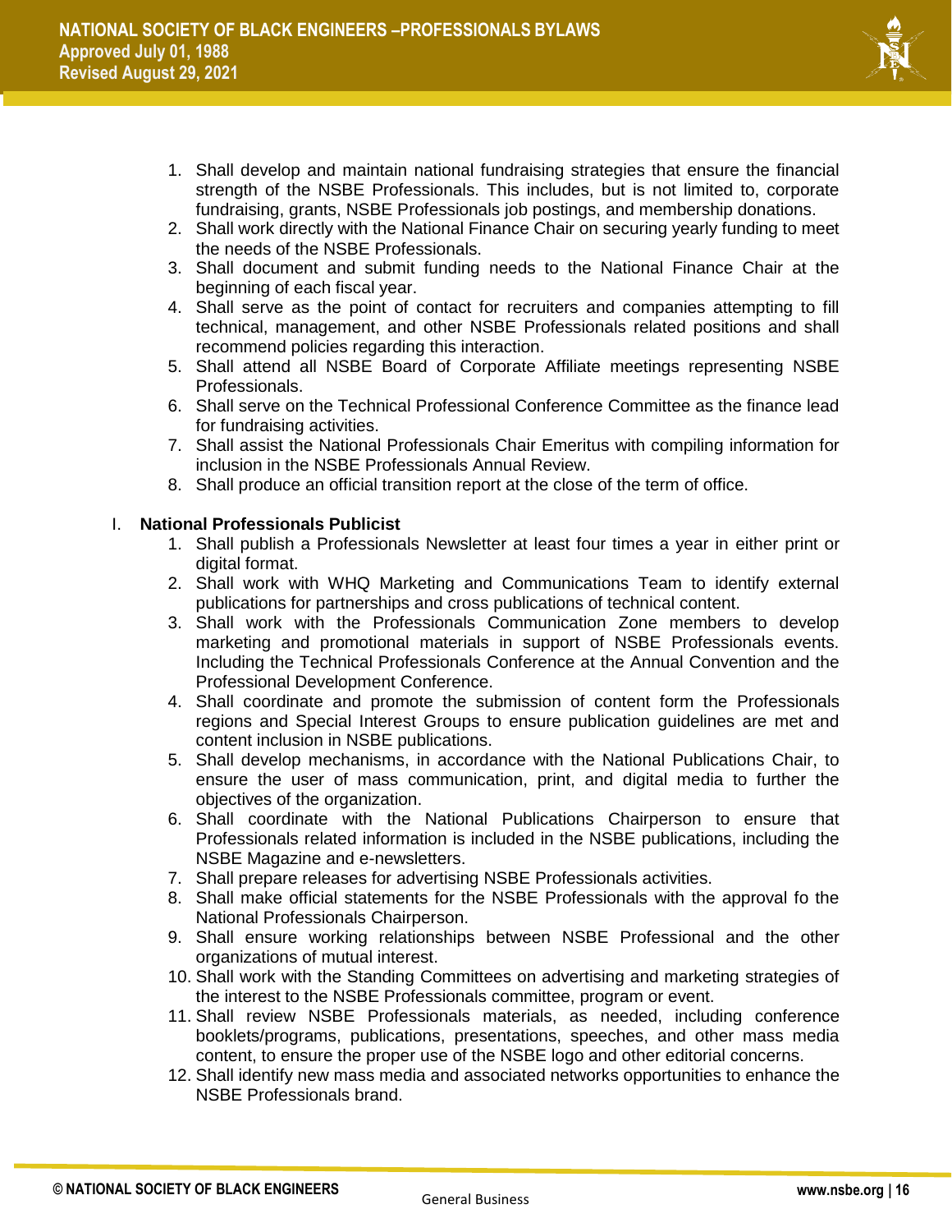1. Shall develop and maintain national fundraising strategies that ensure the financial strength of the NSBE Professionals. This includes, but is not limited to, corporate fundraising, grants, NSBE Professionals job postings, and membership donations.
2. Shall work directly with the National Finance Chair on securing yearly funding to meet the needs of the NSBE Professionals.
3. Shall document and submit funding needs to the National Finance Chair at the beginning of each fiscal year.
4. Shall serve as the point of contact for recruiters and companies attempting to fill technical, management, and other NSBE Professionals related positions and shall recommend policies regarding this interaction.
5. Shall attend all NSBE Board of Corporate Affiliate meetings representing NSBE Professionals.
6. Shall serve on the Technical Professional Conference Committee as the finance lead for fundraising activities.
7. Shall assist the National Professionals Chair Emeritus with compiling information for inclusion in the NSBE Professionals Annual Review.
8. Shall produce an official transition report at the close of the term of office.

I. **National Professionals Publicist**

1. Shall publish a Professionals Newsletter at least four times a year in either print or digital format.
2. Shall work with WHQ Marketing and Communications Team to identify external publications for partnerships and cross publications of technical content.
3. Shall work with the Professionals Communication Zone members to develop marketing and promotional materials in support of NSBE Professionals events. Including the Technical Professionals Conference at the Annual Convention and the Professional Development Conference.
4. Shall coordinate and promote the submission of content form the Professionals regions and Special Interest Groups to ensure publication guidelines are met and content inclusion in NSBE publications.
5. Shall develop mechanisms, in accordance with the National Publications Chair, to ensure the user of mass communication, print, and digital media to further the objectives of the organization.
6. Shall coordinate with the National Publications Chairperson to ensure that Professionals related information is included in the NSBE publications, including the NSBE Magazine and e-newsletters.
7. Shall prepare releases for advertising NSBE Professionals activities.
8. Shall make official statements for the NSBE Professionals with the approval fo the National Professionals Chairperson.
9. Shall ensure working relationships between NSBE Professional and the other organizations of mutual interest.
10. Shall work with the Standing Committees on advertising and marketing strategies of the interest to the NSBE Professionals committee, program or event.
11. Shall review NSBE Professionals materials, as needed, including conference booklets/programs, publications, presentations, speeches, and other mass media content, to ensure the proper use of the NSBE logo and other editorial concerns.
12. Shall identify new mass media and associated networks opportunities to enhance the NSBE Professionals brand.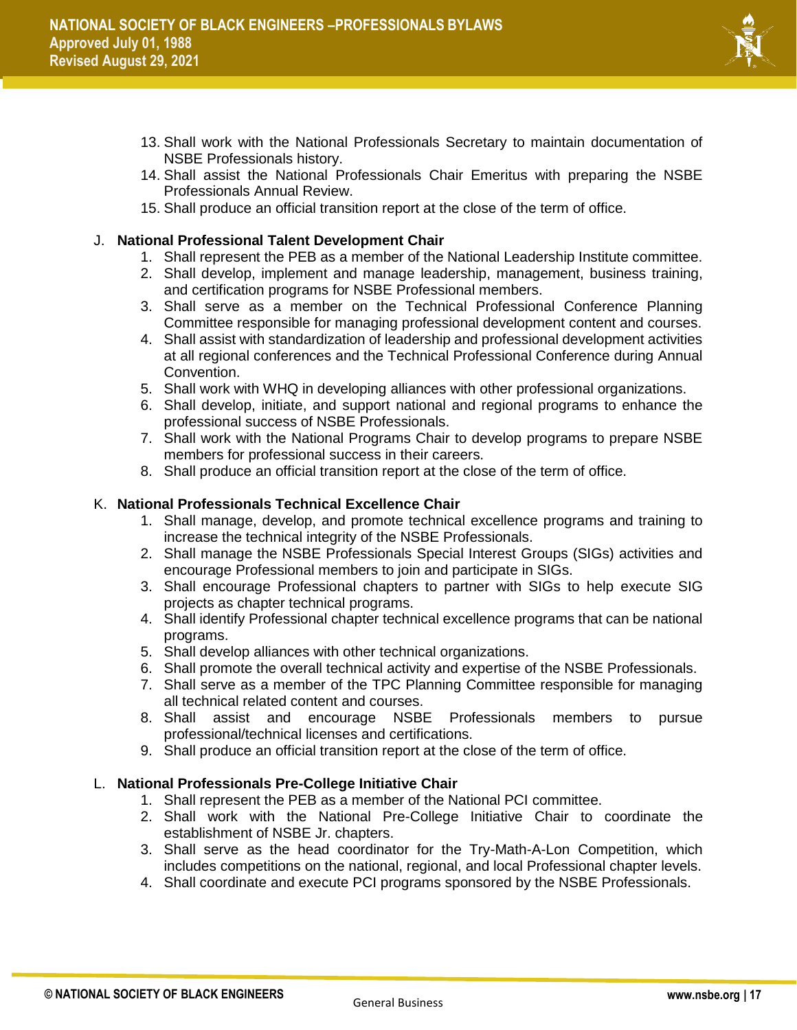13. Shall work with the National Professionals Secretary to maintain documentation of NSBE Professionals history.
14. Shall assist the National Professionals Chair Emeritus with preparing the NSBE Professionals Annual Review.
15. Shall produce an official transition report at the close of the term of office.

J. **National Professional Talent Development Chair**
   1. Shall represent the PEB as a member of the National Leadership Institute committee.
   2. Shall develop, implement and manage leadership, management, business training, and certification programs for NSBE Professional members.
   3. Shall serve as a member on the Technical Professional Conference Planning Committee responsible for managing professional development content and courses.
   4. Shall assist with standardization of leadership and professional development activities at all regional conferences and the Technical Professional Conference during Annual Convention.
   5. Shall work with WHQ in developing alliances with other professional organizations.
   6. Shall develop, initiate, and support national and regional programs to enhance the professional success of NSBE Professionals.
   7. Shall work with the National Programs Chair to develop programs to prepare NSBE members for professional success in their careers.
   8. Shall produce an official transition report at the close of the term of office.

K. **National Professionals Technical Excellence Chair**
   1. Shall manage, develop, and promote technical excellence programs and training to increase the technical integrity of the NSBE Professionals.
   2. Shall manage the NSBE Professionals Special Interest Groups (SIGs) activities and encourage Professional members to join and participate in SIGs.
   3. Shall encourage Professional chapters to partner with SIGs to help execute SIG projects as chapter technical programs.
   4. Shall identify Professional chapter technical excellence programs that can be national programs.
   5. Shall develop alliances with other technical organizations.
   6. Shall promote the overall technical activity and expertise of the NSBE Professionals.
   7. Shall serve as a member of the TPC Planning Committee responsible for managing all technical related content and courses.
   8. Shall assist and encourage NSBE Professionals members to pursue professional/technical licenses and certifications.
   9. Shall produce an official transition report at the close of the term of office.

L. **National Professionals Pre-College Initiative Chair**
   1. Shall represent the PEB as a member of the National PCI committee.
   2. Shall work with the National Pre-College Initiative Chair to coordinate the establishment of NSBE Jr. chapters.
   3. Shall serve as the head coordinator for the Try-Math-A-Lon Competition, which includes competitions on the national, regional, and local Professional chapter levels.
   4. Shall coordinate and execute PCI programs sponsored by the NSBE Professionals.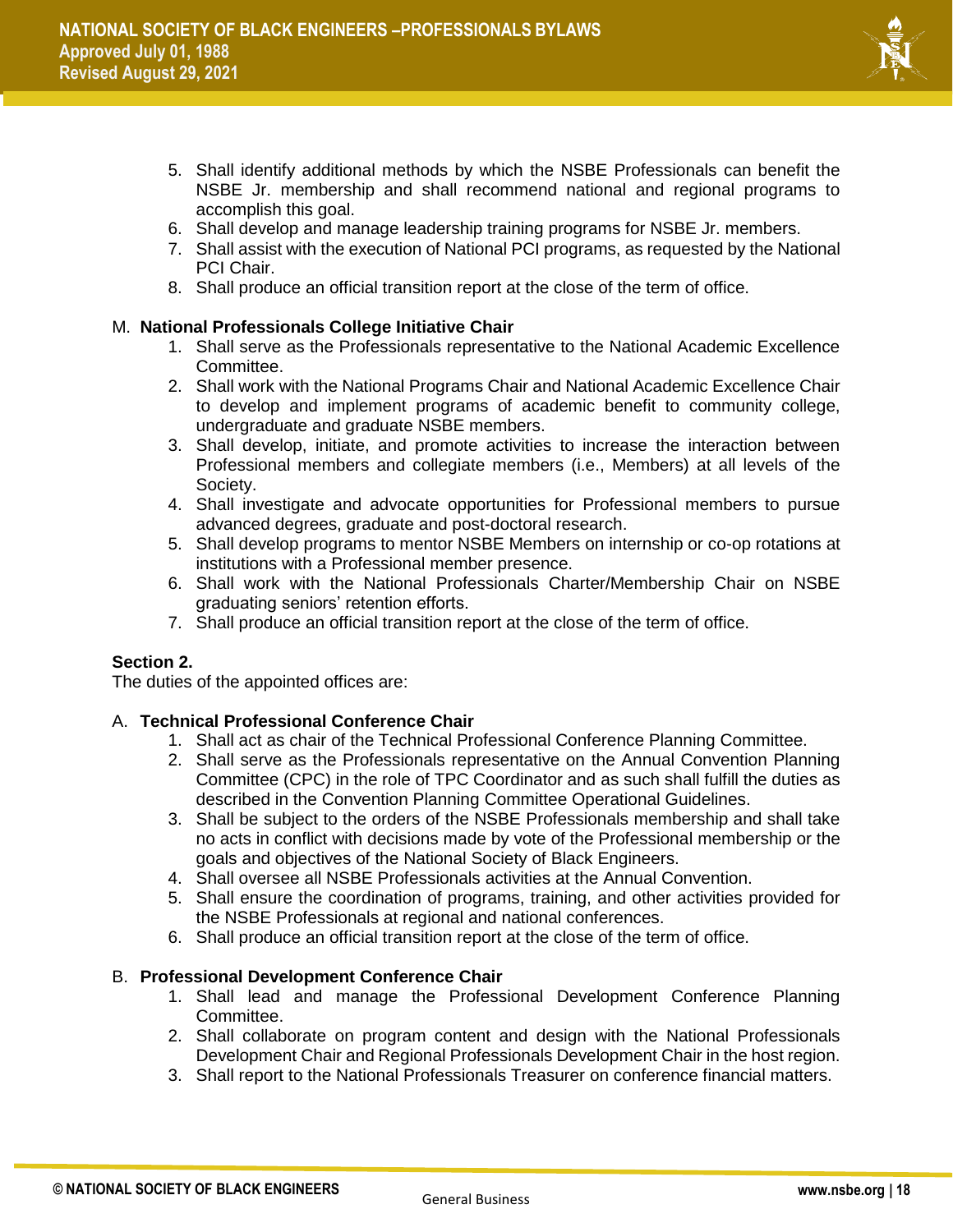5. Shall identify additional methods by which the NSBE Professionals can benefit the NSBE Jr. membership and shall recommend national and regional programs to accomplish this goal.
6. Shall develop and manage leadership training programs for NSBE Jr. members.
7. Shall assist with the execution of National PCI programs, as requested by the National PCI Chair.
8. Shall produce an official transition report at the close of the term of office.

M. **National Professionals College Initiative Chair**

1. Shall serve as the Professionals representative to the National Academic Excellence Committee.
2. Shall work with the National Programs Chair and National Academic Excellence Chair to develop and implement programs of academic benefit to community college, undergraduate and graduate NSBE members.
3. Shall develop, initiate, and promote activities to increase the interaction between Professional members and collegiate members (i.e., Members) at all levels of the Society.
4. Shall investigate and advocate opportunities for Professional members to pursue advanced degrees, graduate and post-doctoral research.
5. Shall develop programs to mentor NSBE Members on internship or co-op rotations at institutions with a Professional member presence.
6. Shall work with the National Professionals Charter/Membership Chair on NSBE graduating seniors' retention efforts.
7. Shall produce an official transition report at the close of the term of office.

**Section 2.**

The duties of the appointed offices are:

A. **Technical Professional Conference Chair**

1. Shall act as chair of the Technical Professional Conference Planning Committee.
2. Shall serve as the Professionals representative on the Annual Convention Planning Committee (CPC) in the role of TPC Coordinator and as such shall fulfill the duties as described in the Convention Planning Committee Operational Guidelines.
3. Shall be subject to the orders of the NSBE Professionals membership and shall take no acts in conflict with decisions made by vote of the Professional membership or the goals and objectives of the National Society of Black Engineers.
4. Shall oversee all NSBE Professionals activities at the Annual Convention.
5. Shall ensure the coordination of programs, training, and other activities provided for the NSBE Professionals at regional and national conferences.
6. Shall produce an official transition report at the close of the term of office.

B. **Professional Development Conference Chair**

1. Shall lead and manage the Professional Development Conference Planning Committee.
2. Shall collaborate on program content and design with the National Professionals Development Chair and Regional Professionals Development Chair in the host region.
3. Shall report to the National Professionals Treasurer on conference financial matters.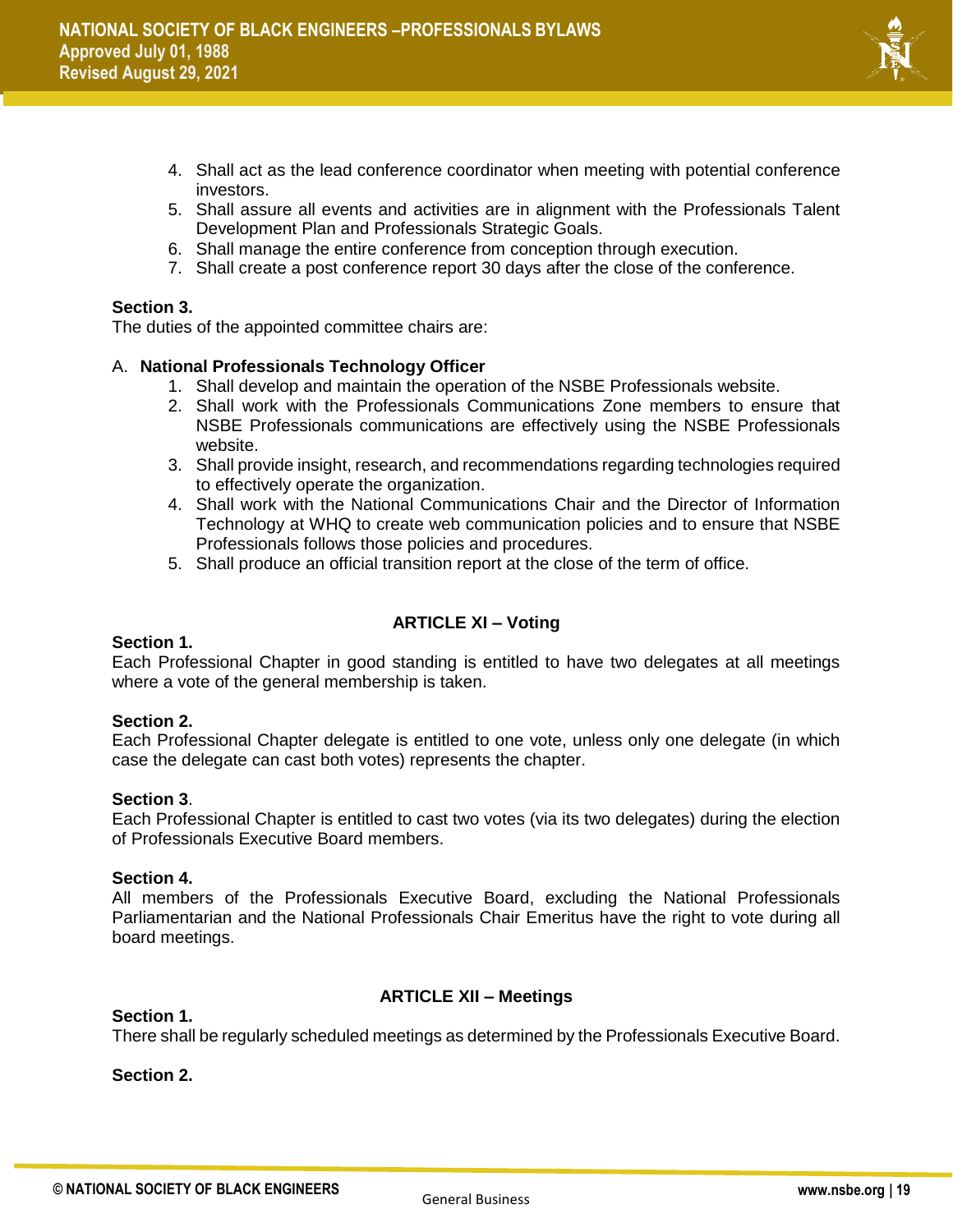4. Shall act as the lead conference coordinator when meeting with potential conference investors.
5. Shall assure all events and activities are in alignment with the Professionals Talent Development Plan and Professionals Strategic Goals.
6. Shall manage the entire conference from conception through execution.
7. Shall create a post conference report 30 days after the close of the conference.

**Section 3.**
The duties of the appointed committee chairs are:

A. **National Professionals Technology Officer**

1. Shall develop and maintain the operation of the NSBE Professionals website.
2. Shall work with the Professionals Communications Zone members to ensure that NSBE Professionals communications are effectively using the NSBE Professionals website.
3. Shall provide insight, research, and recommendations regarding technologies required to effectively operate the organization.
4. Shall work with the National Communications Chair and the Director of Information Technology at WHQ to create web communication policies and to ensure that NSBE Professionals follows those policies and procedures.
5. Shall produce an official transition report at the close of the term of office.

## ARTICLE XI – Voting

**Section 1.**
Each Professional Chapter in good standing is entitled to have two delegates at all meetings where a vote of the general membership is taken.

**Section 2.**
Each Professional Chapter delegate is entitled to one vote, unless only one delegate (in which case the delegate can cast both votes) represents the chapter.

**Section 3**.
Each Professional Chapter is entitled to cast two votes (via its two delegates) during the election of Professionals Executive Board members.

**Section 4.**
All members of the Professionals Executive Board, excluding the National Professionals Parliamentarian and the National Professionals Chair Emeritus have the right to vote during all board meetings.

## ARTICLE XII – Meetings

**Section 1.**
There shall be regularly scheduled meetings as determined by the Professionals Executive Board.

**Section 2.**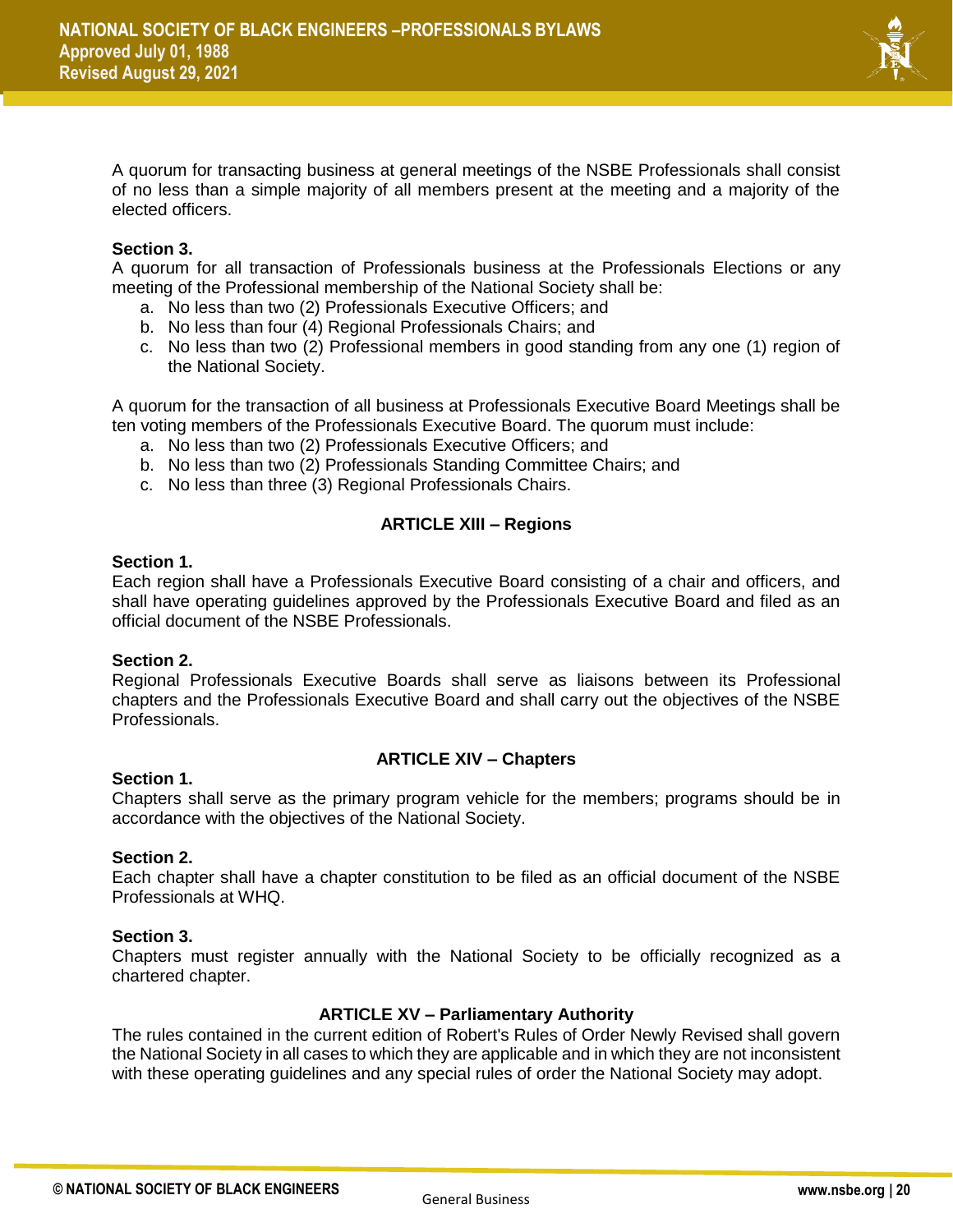A quorum for transacting business at general meetings of the NSBE Professionals shall consist of no less than a simple majority of all members present at the meeting and a majority of the elected officers.

**Section 3.**
A quorum for all transaction of Professionals business at the Professionals Elections or any meeting of the Professional membership of the National Society shall be:

a. No less than two (2) Professionals Executive Officers; and
b. No less than four (4) Regional Professionals Chairs; and
c. No less than two (2) Professional members in good standing from any one (1) region of the National Society.

A quorum for the transaction of all business at Professionals Executive Board Meetings shall be ten voting members of the Professionals Executive Board. The quorum must include:

a. No less than two (2) Professionals Executive Officers; and
b. No less than two (2) Professionals Standing Committee Chairs; and
c. No less than three (3) Regional Professionals Chairs.

## ARTICLE XIII – Regions

**Section 1.**
Each region shall have a Professionals Executive Board consisting of a chair and officers, and shall have operating guidelines approved by the Professionals Executive Board and filed as an official document of the NSBE Professionals.

**Section 2.**
Regional Professionals Executive Boards shall serve as liaisons between its Professional chapters and the Professionals Executive Board and shall carry out the objectives of the NSBE Professionals.

## ARTICLE XIV – Chapters

**Section 1.**
Chapters shall serve as the primary program vehicle for the members; programs should be in accordance with the objectives of the National Society.

**Section 2.**
Each chapter shall have a chapter constitution to be filed as an official document of the NSBE Professionals at WHQ.

**Section 3.**
Chapters must register annually with the National Society to be officially recognized as a chartered chapter.

## ARTICLE XV – Parliamentary Authority

The rules contained in the current edition of Robert's Rules of Order Newly Revised shall govern the National Society in all cases to which they are applicable and in which they are not inconsistent with these operating guidelines and any special rules of order the National Society may adopt.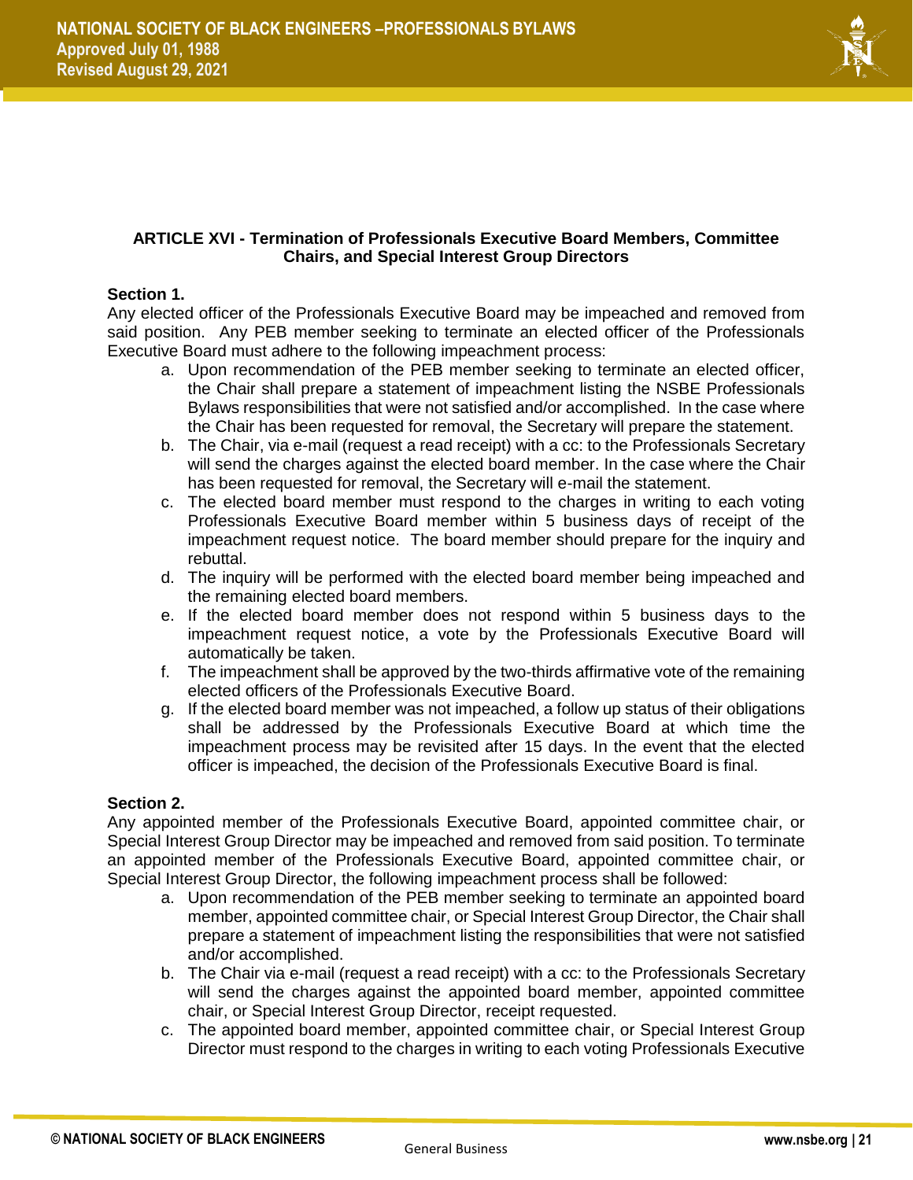## ARTICLE XVI - Termination of Professionals Executive Board Members, Committee Chairs, and Special Interest Group Directors

**Section 1.**

Any elected officer of the Professionals Executive Board may be impeached and removed from said position. Any PEB member seeking to terminate an elected officer of the Professionals Executive Board must adhere to the following impeachment process:

a. Upon recommendation of the PEB member seeking to terminate an elected officer, the Chair shall prepare a statement of impeachment listing the NSBE Professionals Bylaws responsibilities that were not satisfied and/or accomplished. In the case where the Chair has been requested for removal, the Secretary will prepare the statement.
b. The Chair, via e-mail (request a read receipt) with a cc: to the Professionals Secretary will send the charges against the elected board member. In the case where the Chair has been requested for removal, the Secretary will e-mail the statement.
c. The elected board member must respond to the charges in writing to each voting Professionals Executive Board member within 5 business days of receipt of the impeachment request notice. The board member should prepare for the inquiry and rebuttal.
d. The inquiry will be performed with the elected board member being impeached and the remaining elected board members.
e. If the elected board member does not respond within 5 business days to the impeachment request notice, a vote by the Professionals Executive Board will automatically be taken.
f. The impeachment shall be approved by the two-thirds affirmative vote of the remaining elected officers of the Professionals Executive Board.
g. If the elected board member was not impeached, a follow up status of their obligations shall be addressed by the Professionals Executive Board at which time the impeachment process may be revisited after 15 days. In the event that the elected officer is impeached, the decision of the Professionals Executive Board is final.

**Section 2.**

Any appointed member of the Professionals Executive Board, appointed committee chair, or Special Interest Group Director may be impeached and removed from said position. To terminate an appointed member of the Professionals Executive Board, appointed committee chair, or Special Interest Group Director, the following impeachment process shall be followed:

a. Upon recommendation of the PEB member seeking to terminate an appointed board member, appointed committee chair, or Special Interest Group Director, the Chair shall prepare a statement of impeachment listing the responsibilities that were not satisfied and/or accomplished.
b. The Chair via e-mail (request a read receipt) with a cc: to the Professionals Secretary will send the charges against the appointed board member, appointed committee chair, or Special Interest Group Director, receipt requested.
c. The appointed board member, appointed committee chair, or Special Interest Group Director must respond to the charges in writing to each voting Professionals Executive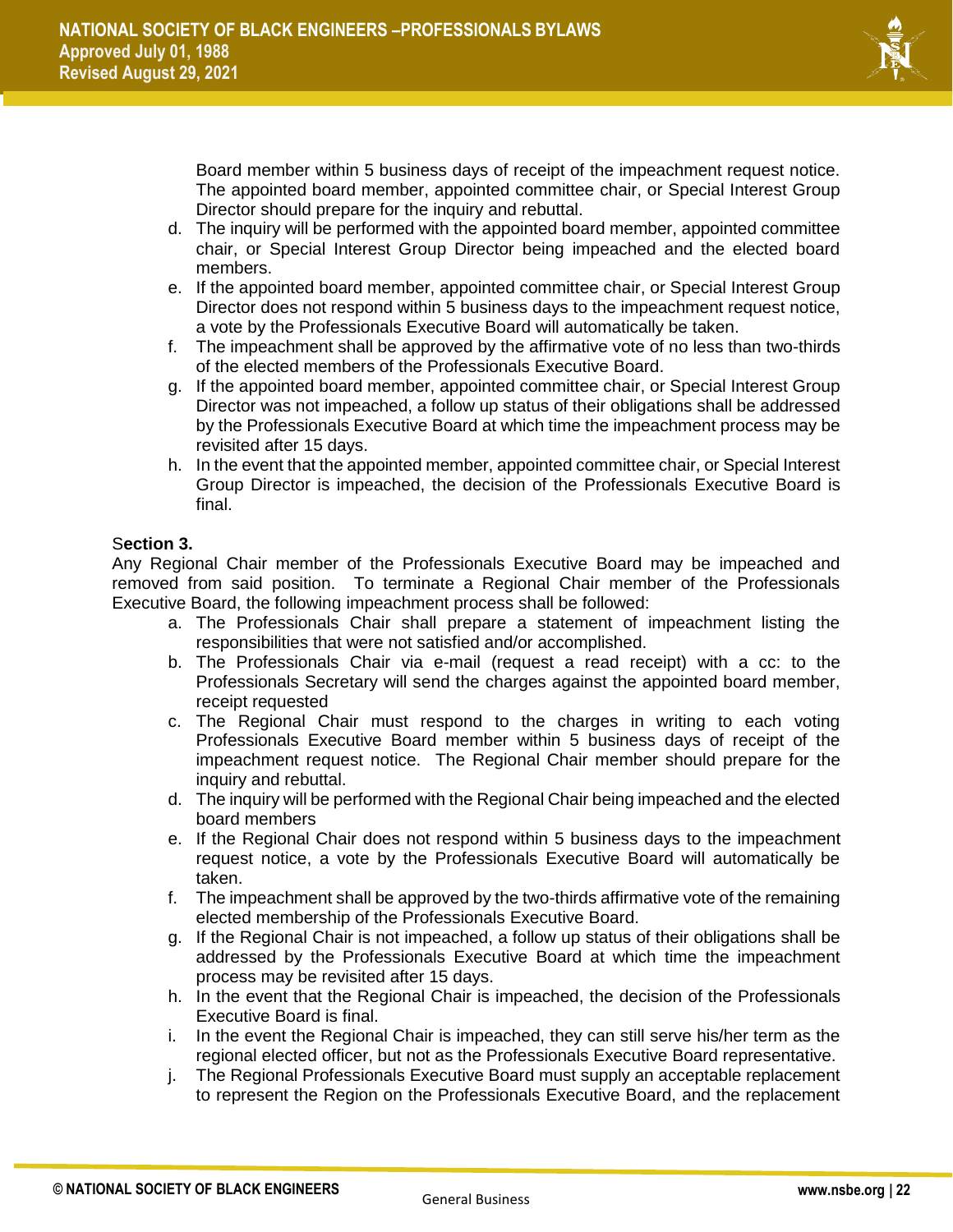Board member within 5 business days of receipt of the impeachment request notice. The appointed board member, appointed committee chair, or Special Interest Group Director should prepare for the inquiry and rebuttal.

d. The inquiry will be performed with the appointed board member, appointed committee chair, or Special Interest Group Director being impeached and the elected board members.
e. If the appointed board member, appointed committee chair, or Special Interest Group Director does not respond within 5 business days to the impeachment request notice, a vote by the Professionals Executive Board will automatically be taken.
f. The impeachment shall be approved by the affirmative vote of no less than two-thirds of the elected members of the Professionals Executive Board.
g. If the appointed board member, appointed committee chair, or Special Interest Group Director was not impeached, a follow up status of their obligations shall be addressed by the Professionals Executive Board at which time the impeachment process may be revisited after 15 days.
h. In the event that the appointed member, appointed committee chair, or Special Interest Group Director is impeached, the decision of the Professionals Executive Board is final.

**Section 3.**

Any Regional Chair member of the Professionals Executive Board may be impeached and removed from said position. To terminate a Regional Chair member of the Professionals Executive Board, the following impeachment process shall be followed:

a. The Professionals Chair shall prepare a statement of impeachment listing the responsibilities that were not satisfied and/or accomplished.
b. The Professionals Chair via e-mail (request a read receipt) with a cc: to the Professionals Secretary will send the charges against the appointed board member, receipt requested
c. The Regional Chair must respond to the charges in writing to each voting Professionals Executive Board member within 5 business days of receipt of the impeachment request notice. The Regional Chair member should prepare for the inquiry and rebuttal.
d. The inquiry will be performed with the Regional Chair being impeached and the elected board members
e. If the Regional Chair does not respond within 5 business days to the impeachment request notice, a vote by the Professionals Executive Board will automatically be taken.
f. The impeachment shall be approved by the two-thirds affirmative vote of the remaining elected membership of the Professionals Executive Board.
g. If the Regional Chair is not impeached, a follow up status of their obligations shall be addressed by the Professionals Executive Board at which time the impeachment process may be revisited after 15 days.
h. In the event that the Regional Chair is impeached, the decision of the Professionals Executive Board is final.
i. In the event the Regional Chair is impeached, they can still serve his/her term as the regional elected officer, but not as the Professionals Executive Board representative.
j. The Regional Professionals Executive Board must supply an acceptable replacement to represent the Region on the Professionals Executive Board, and the replacement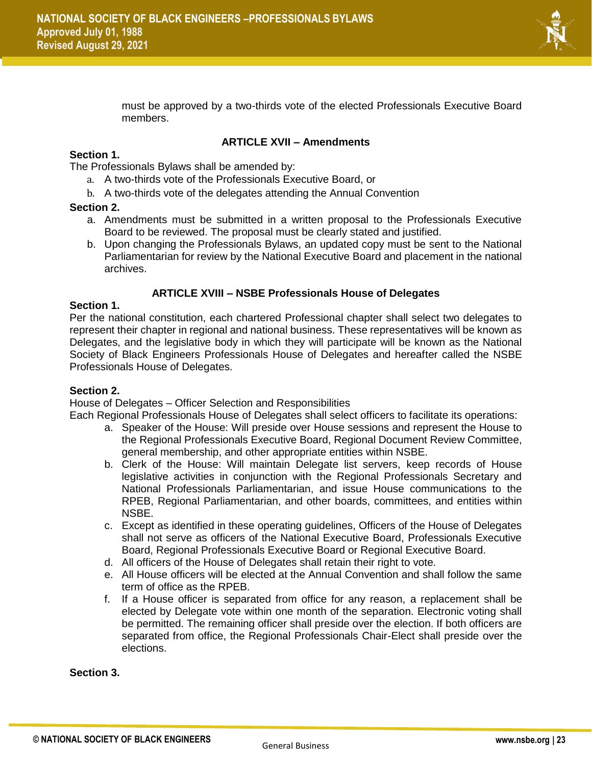must be approved by a two-thirds vote of the elected Professionals Executive Board members.

### ARTICLE XVII – Amendments

**Section 1.**

The Professionals Bylaws shall be amended by:

a. A two-thirds vote of the Professionals Executive Board, or
b. A two-thirds vote of the delegates attending the Annual Convention

**Section 2.**

a. Amendments must be submitted in a written proposal to the Professionals Executive Board to be reviewed. The proposal must be clearly stated and justified.
b. Upon changing the Professionals Bylaws, an updated copy must be sent to the National Parliamentarian for review by the National Executive Board and placement in the national archives.

### ARTICLE XVIII – NSBE Professionals House of Delegates

**Section 1.**

Per the national constitution, each chartered Professional chapter shall select two delegates to represent their chapter in regional and national business. These representatives will be known as Delegates, and the legislative body in which they will participate will be known as the National Society of Black Engineers Professionals House of Delegates and hereafter called the NSBE Professionals House of Delegates.

**Section 2.**

House of Delegates – Officer Selection and Responsibilities

Each Regional Professionals House of Delegates shall select officers to facilitate its operations:

a. Speaker of the House: Will preside over House sessions and represent the House to the Regional Professionals Executive Board, Regional Document Review Committee, general membership, and other appropriate entities within NSBE.
b. Clerk of the House: Will maintain Delegate list servers, keep records of House legislative activities in conjunction with the Regional Professionals Secretary and National Professionals Parliamentarian, and issue House communications to the RPEB, Regional Parliamentarian, and other boards, committees, and entities within NSBE.
c. Except as identified in these operating guidelines, Officers of the House of Delegates shall not serve as officers of the National Executive Board, Professionals Executive Board, Regional Professionals Executive Board or Regional Executive Board.
d. All officers of the House of Delegates shall retain their right to vote.
e. All House officers will be elected at the Annual Convention and shall follow the same term of office as the RPEB.
f. If a House officer is separated from office for any reason, a replacement shall be elected by Delegate vote within one month of the separation. Electronic voting shall be permitted. The remaining officer shall preside over the election. If both officers are separated from office, the Regional Professionals Chair-Elect shall preside over the elections.

**Section 3.**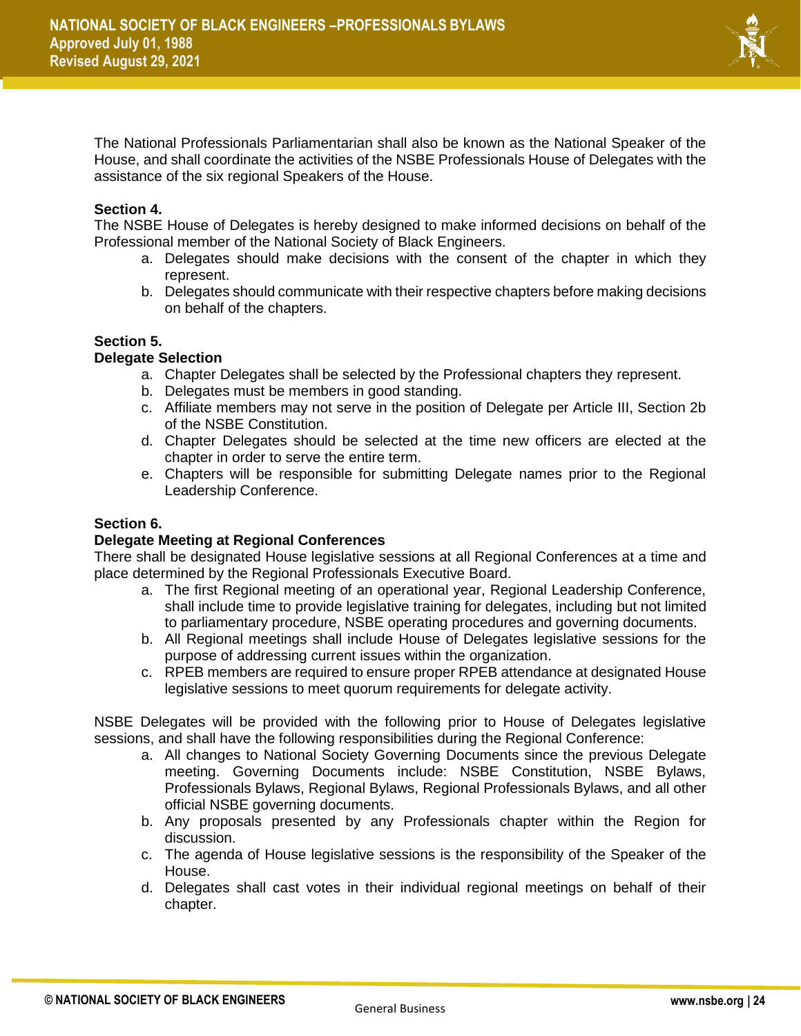The National Professionals Parliamentarian shall also be known as the National Speaker of the House, and shall coordinate the activities of the NSBE Professionals House of Delegates with the assistance of the six regional Speakers of the House.

**Section 4.**
The NSBE House of Delegates is hereby designed to make informed decisions on behalf of the Professional member of the National Society of Black Engineers.

a. Delegates should make decisions with the consent of the chapter in which they represent.
b. Delegates should communicate with their respective chapters before making decisions on behalf of the chapters.

**Section 5.**
**Delegate Selection**

a. Chapter Delegates shall be selected by the Professional chapters they represent.
b. Delegates must be members in good standing.
c. Affiliate members may not serve in the position of Delegate per Article III, Section 2b of the NSBE Constitution.
d. Chapter Delegates should be selected at the time new officers are elected at the chapter in order to serve the entire term.
e. Chapters will be responsible for submitting Delegate names prior to the Regional Leadership Conference.

**Section 6.**
**Delegate Meeting at Regional Conferences**
There shall be designated House legislative sessions at all Regional Conferences at a time and place determined by the Regional Professionals Executive Board.

a. The first Regional meeting of an operational year, Regional Leadership Conference, shall include time to provide legislative training for delegates, including but not limited to parliamentary procedure, NSBE operating procedures and governing documents.
b. All Regional meetings shall include House of Delegates legislative sessions for the purpose of addressing current issues within the organization.
c. RPEB members are required to ensure proper RPEB attendance at designated House legislative sessions to meet quorum requirements for delegate activity.

NSBE Delegates will be provided with the following prior to House of Delegates legislative sessions, and shall have the following responsibilities during the Regional Conference:

a. All changes to National Society Governing Documents since the previous Delegate meeting. Governing Documents include: NSBE Constitution, NSBE Bylaws, Professionals Bylaws, Regional Bylaws, Regional Professionals Bylaws, and all other official NSBE governing documents.
b. Any proposals presented by any Professionals chapter within the Region for discussion.
c. The agenda of House legislative sessions is the responsibility of the Speaker of the House.
d. Delegates shall cast votes in their individual regional meetings on behalf of their chapter.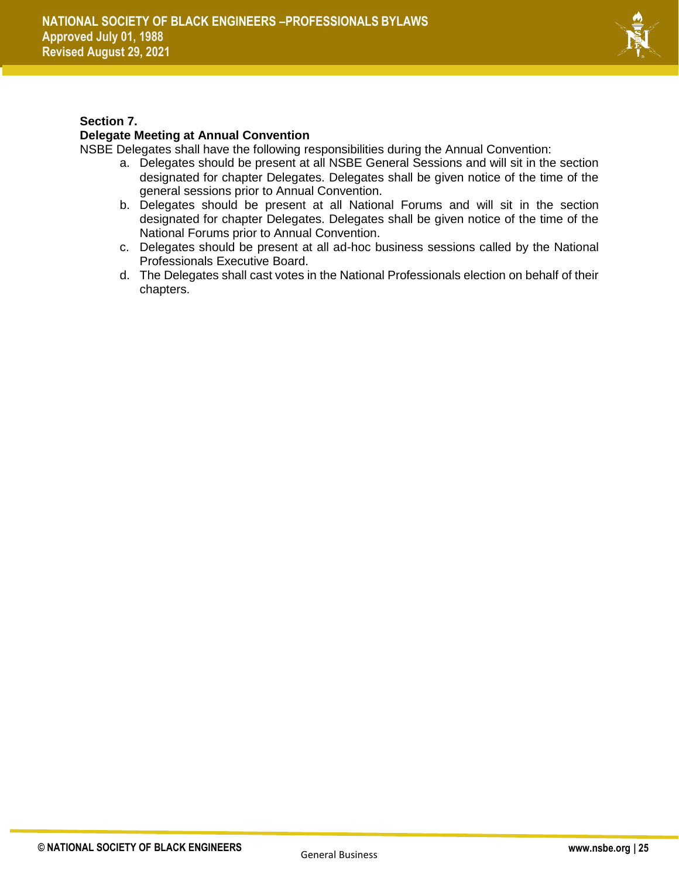**Section 7.**
**Delegate Meeting at Annual Convention**

NSBE Delegates shall have the following responsibilities during the Annual Convention:

a. Delegates should be present at all NSBE General Sessions and will sit in the section designated for chapter Delegates. Delegates shall be given notice of the time of the general sessions prior to Annual Convention.
b. Delegates should be present at all National Forums and will sit in the section designated for chapter Delegates. Delegates shall be given notice of the time of the National Forums prior to Annual Convention.
c. Delegates should be present at all ad-hoc business sessions called by the National Professionals Executive Board.
d. The Delegates shall cast votes in the National Professionals election on behalf of their chapters.